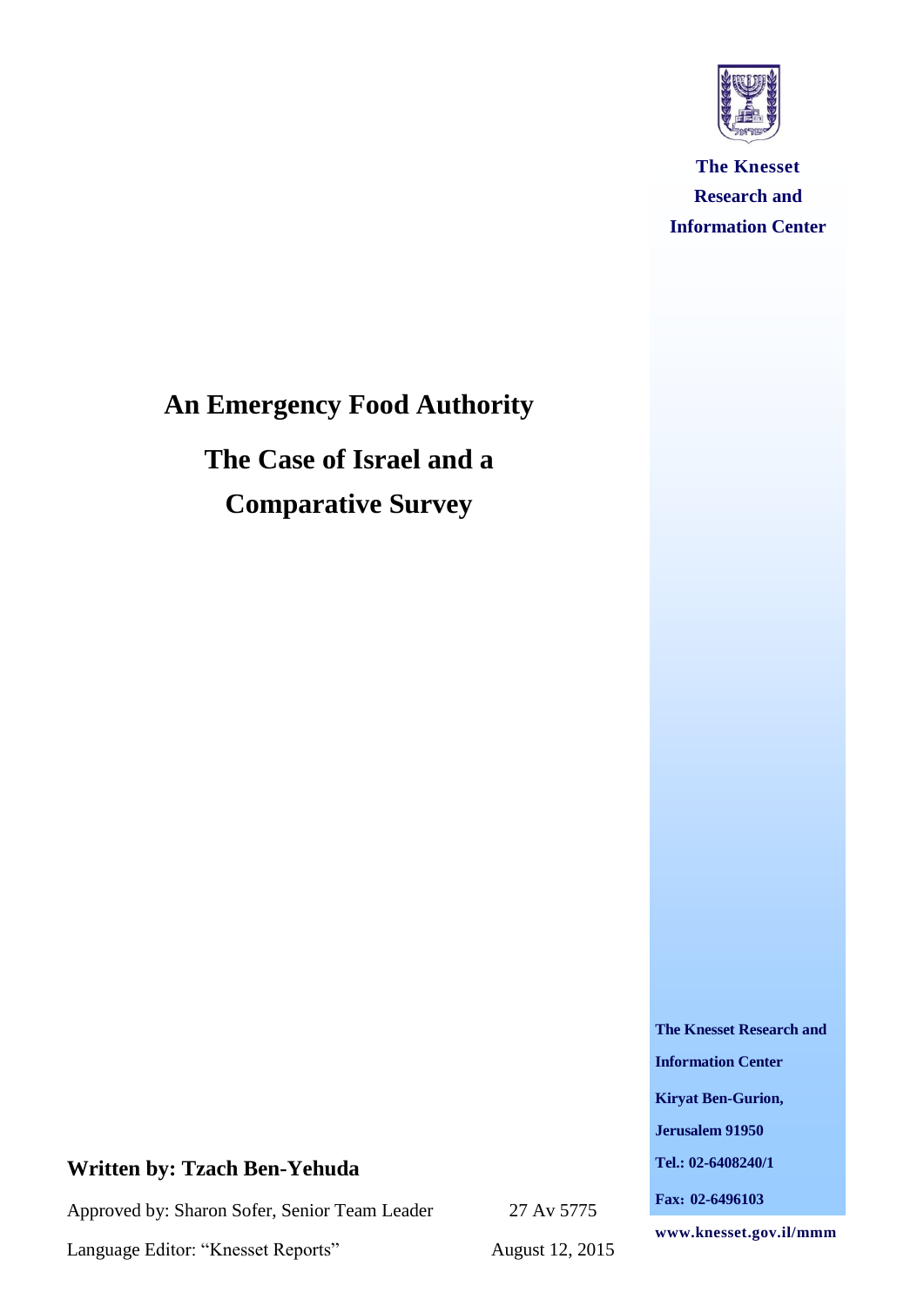**The Knesset Research and Information Center**

# An Emergency Food Authority

## The Case of Israel and a Comparative Survey

**Written by: Tzach Ben-Yehuda**

Approved by: Sharon Sofer, Senior Team Leader

Language Editor: "Knesset Reports"

27 Av 5775

August 12, 2015

**The Knesset Research and Information Center**

**Kiryat Ben-Gurion,**

**Jerusalem 91950**

**Tel.: 02-6408240/1**

**Fax: 02-6496103**

**www.knesset.gov.il/mmm**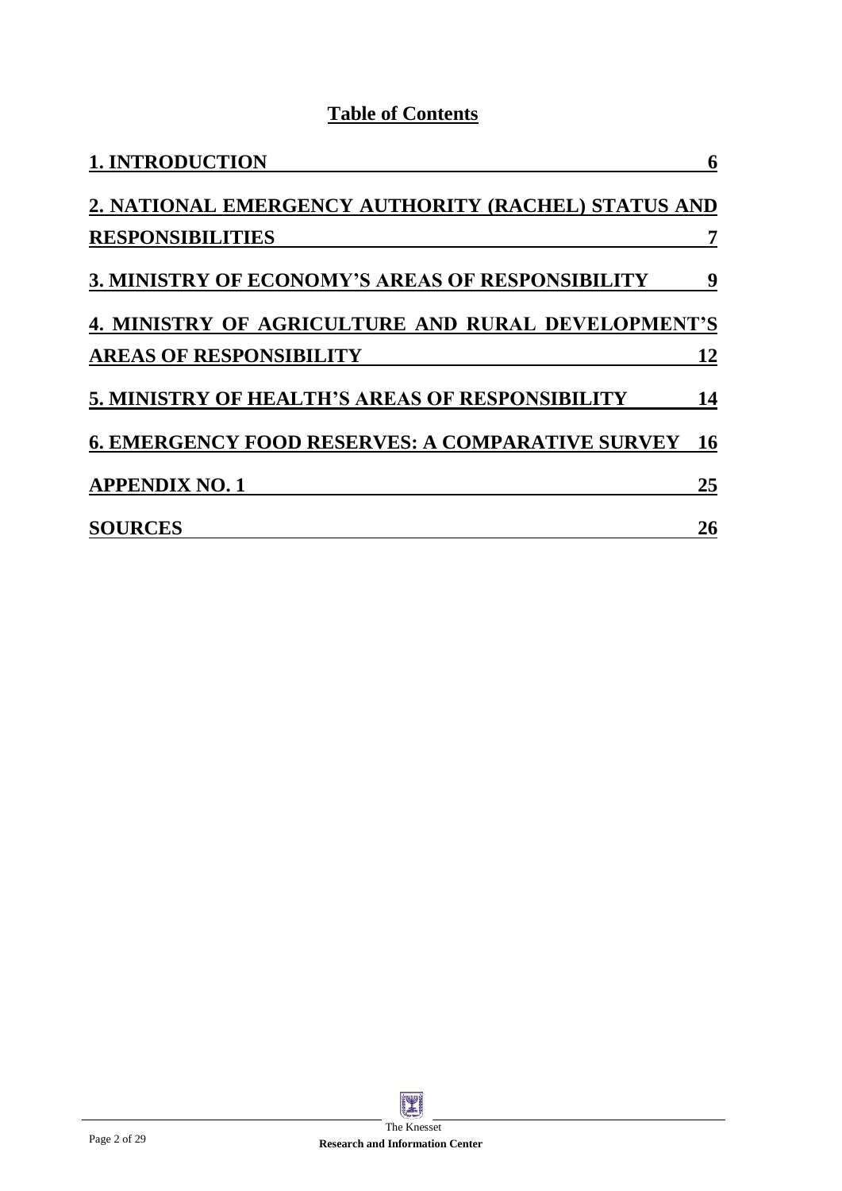## Table of Contents

| | |
|---|---|
| **1. INTRODUCTION** | **6** |
| **2. NATIONAL EMERGENCY AUTHORITY (RACHEL) STATUS AND RESPONSIBILITIES** | **7** |
| **3. MINISTRY OF ECONOMY'S AREAS OF RESPONSIBILITY** | **9** |
| **4. MINISTRY OF AGRICULTURE AND RURAL DEVELOPMENT'S AREAS OF RESPONSIBILITY** | **12** |
| **5. MINISTRY OF HEALTH'S AREAS OF RESPONSIBILITY** | **14** |
| **6. EMERGENCY FOOD RESERVES: A COMPARATIVE SURVEY** | **16** |
| **APPENDIX NO. 1** | **25** |
| **SOURCES** | **26** |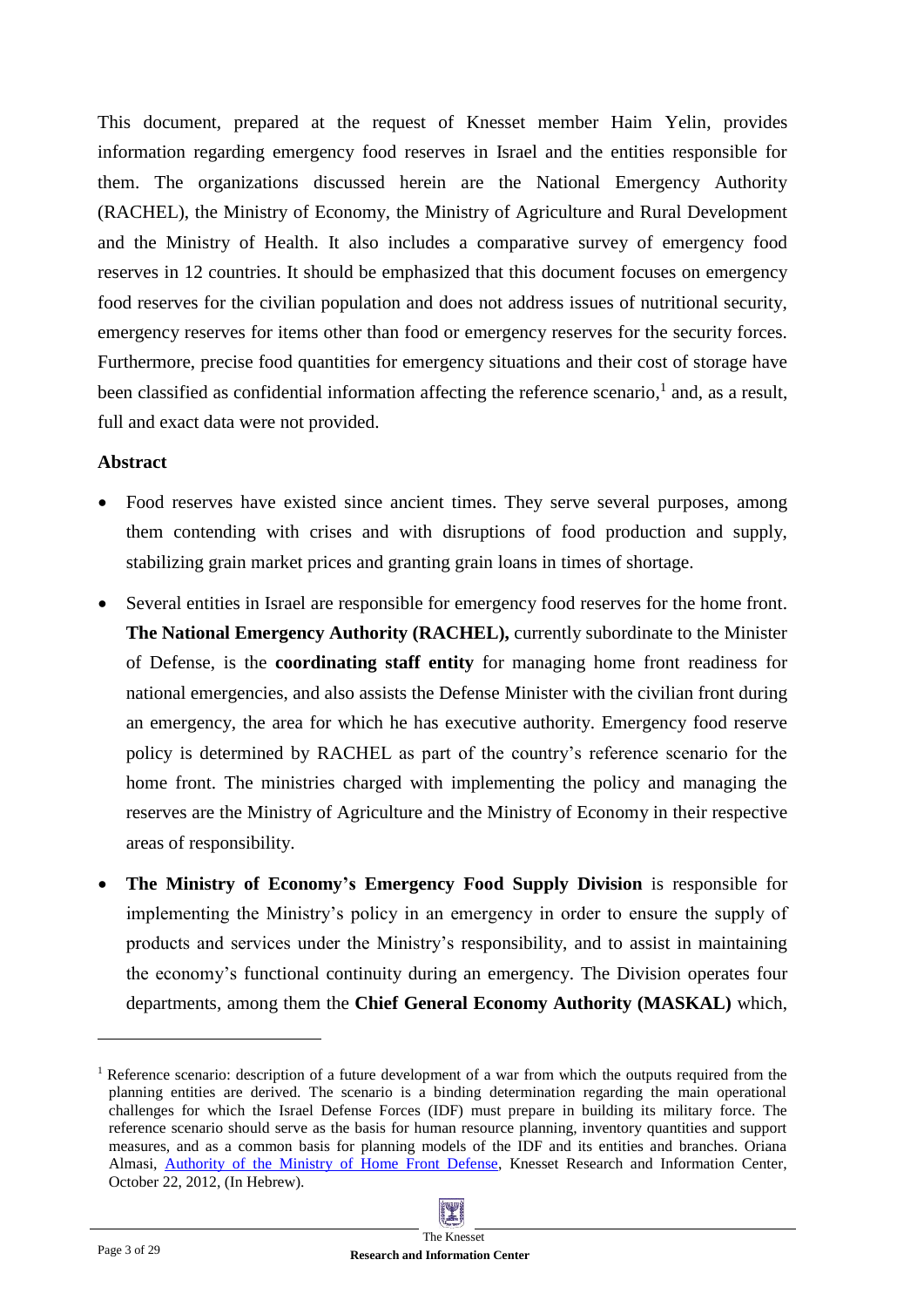This document, prepared at the request of Knesset member Haim Yelin, provides information regarding emergency food reserves in Israel and the entities responsible for them. The organizations discussed herein are the National Emergency Authority (RACHEL), the Ministry of Economy, the Ministry of Agriculture and Rural Development and the Ministry of Health. It also includes a comparative survey of emergency food reserves in 12 countries. It should be emphasized that this document focuses on emergency food reserves for the civilian population and does not address issues of nutritional security, emergency reserves for items other than food or emergency reserves for the security forces. Furthermore, precise food quantities for emergency situations and their cost of storage have been classified as confidential information affecting the reference scenario,[1] and, as a result, full and exact data were not provided.

### Abstract

- Food reserves have existed since ancient times. They serve several purposes, among them contending with crises and with disruptions of food production and supply, stabilizing grain market prices and granting grain loans in times of shortage.
- Several entities in Israel are responsible for emergency food reserves for the home front. **The National Emergency Authority (RACHEL),** currently subordinate to the Minister of Defense, is the **coordinating staff entity** for managing home front readiness for national emergencies, and also assists the Defense Minister with the civilian front during an emergency, the area for which he has executive authority. Emergency food reserve policy is determined by RACHEL as part of the country's reference scenario for the home front. The ministries charged with implementing the policy and managing the reserves are the Ministry of Agriculture and the Ministry of Economy in their respective areas of responsibility.
- **The Ministry of Economy's Emergency Food Supply Division** is responsible for implementing the Ministry's policy in an emergency in order to ensure the supply of products and services under the Ministry's responsibility, and to assist in maintaining the economy's functional continuity during an emergency. The Division operates four departments, among them the **Chief General Economy Authority (MASKAL)** which,

---

[1] Reference scenario: description of a future development of a war from which the outputs required from the planning entities are derived. The scenario is a binding determination regarding the main operational challenges for which the Israel Defense Forces (IDF) must prepare in building its military force. The reference scenario should serve as the basis for human resource planning, inventory quantities and support measures, and as a common basis for planning models of the IDF and its entities and branches. Oriana Almasi, Authority of the Ministry of Home Front Defense, Knesset Research and Information Center, October 22, 2012, (In Hebrew).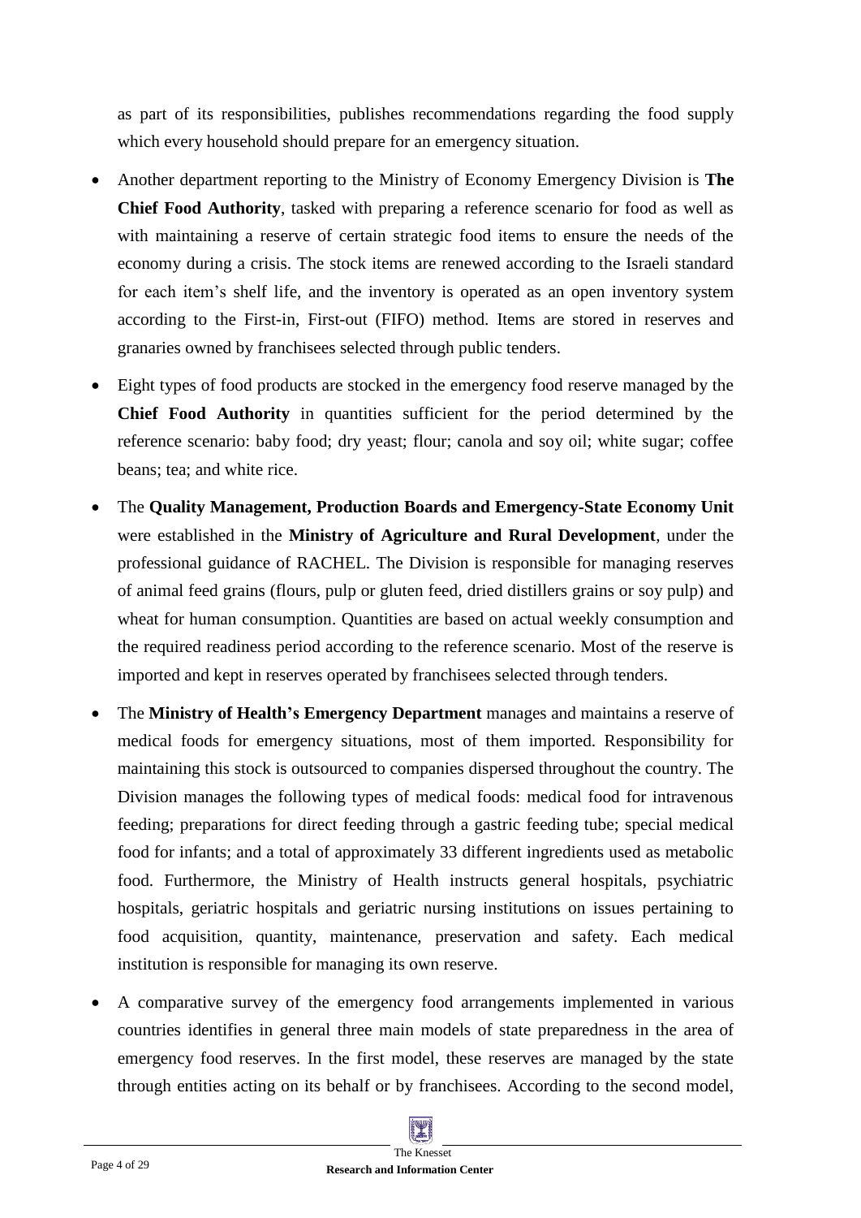as part of its responsibilities, publishes recommendations regarding the food supply which every household should prepare for an emergency situation.

- Another department reporting to the Ministry of Economy Emergency Division is **The Chief Food Authority**, tasked with preparing a reference scenario for food as well as with maintaining a reserve of certain strategic food items to ensure the needs of the economy during a crisis. The stock items are renewed according to the Israeli standard for each item's shelf life, and the inventory is operated as an open inventory system according to the First-in, First-out (FIFO) method. Items are stored in reserves and granaries owned by franchisees selected through public tenders.

- Eight types of food products are stocked in the emergency food reserve managed by the **Chief Food Authority** in quantities sufficient for the period determined by the reference scenario: baby food; dry yeast; flour; canola and soy oil; white sugar; coffee beans; tea; and white rice.

- The **Quality Management, Production Boards and Emergency-State Economy Unit** were established in the **Ministry of Agriculture and Rural Development**, under the professional guidance of RACHEL. The Division is responsible for managing reserves of animal feed grains (flours, pulp or gluten feed, dried distillers grains or soy pulp) and wheat for human consumption. Quantities are based on actual weekly consumption and the required readiness period according to the reference scenario. Most of the reserve is imported and kept in reserves operated by franchisees selected through tenders.

- The **Ministry of Health's Emergency Department** manages and maintains a reserve of medical foods for emergency situations, most of them imported. Responsibility for maintaining this stock is outsourced to companies dispersed throughout the country. The Division manages the following types of medical foods: medical food for intravenous feeding; preparations for direct feeding through a gastric feeding tube; special medical food for infants; and a total of approximately 33 different ingredients used as metabolic food. Furthermore, the Ministry of Health instructs general hospitals, psychiatric hospitals, geriatric hospitals and geriatric nursing institutions on issues pertaining to food acquisition, quantity, maintenance, preservation and safety. Each medical institution is responsible for managing its own reserve.

- A comparative survey of the emergency food arrangements implemented in various countries identifies in general three main models of state preparedness in the area of emergency food reserves. In the first model, these reserves are managed by the state through entities acting on its behalf or by franchisees. According to the second model,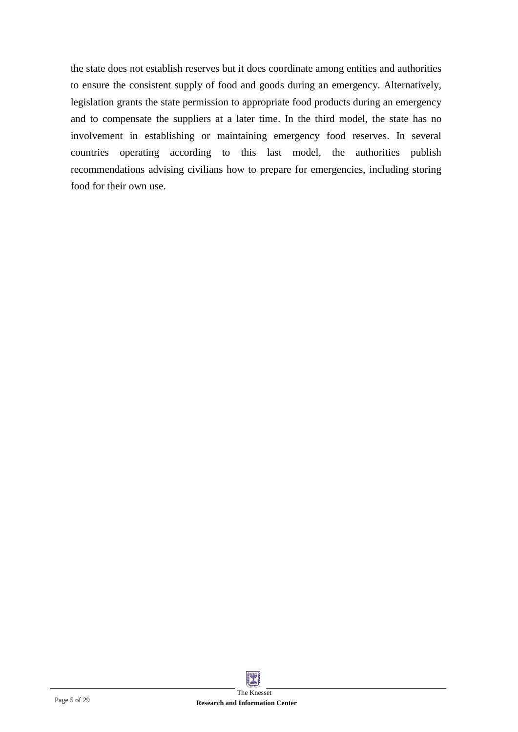the state does not establish reserves but it does coordinate among entities and authorities to ensure the consistent supply of food and goods during an emergency. Alternatively, legislation grants the state permission to appropriate food products during an emergency and to compensate the suppliers at a later time. In the third model, the state has no involvement in establishing or maintaining emergency food reserves. In several countries operating according to this last model, the authorities publish recommendations advising civilians how to prepare for emergencies, including storing food for their own use.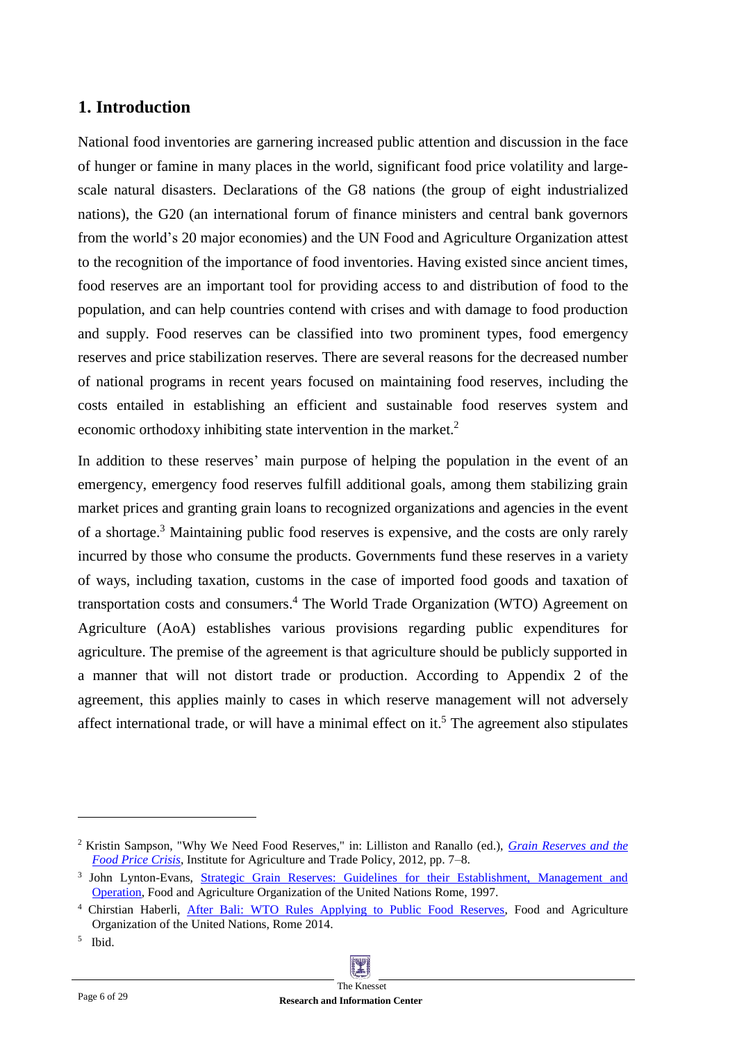## 1. Introduction

National food inventories are garnering increased public attention and discussion in the face of hunger or famine in many places in the world, significant food price volatility and large-scale natural disasters. Declarations of the G8 nations (the group of eight industrialized nations), the G20 (an international forum of finance ministers and central bank governors from the world's 20 major economies) and the UN Food and Agriculture Organization attest to the recognition of the importance of food inventories. Having existed since ancient times, food reserves are an important tool for providing access to and distribution of food to the population, and can help countries contend with crises and with damage to food production and supply. Food reserves can be classified into two prominent types, food emergency reserves and price stabilization reserves. There are several reasons for the decreased number of national programs in recent years focused on maintaining food reserves, including the costs entailed in establishing an efficient and sustainable food reserves system and economic orthodoxy inhibiting state intervention in the market.[2]

In addition to these reserves' main purpose of helping the population in the event of an emergency, emergency food reserves fulfill additional goals, among them stabilizing grain market prices and granting grain loans to recognized organizations and agencies in the event of a shortage.[3] Maintaining public food reserves is expensive, and the costs are only rarely incurred by those who consume the products. Governments fund these reserves in a variety of ways, including taxation, customs in the case of imported food goods and taxation of transportation costs and consumers.[4] The World Trade Organization (WTO) Agreement on Agriculture (AoA) establishes various provisions regarding public expenditures for agriculture. The premise of the agreement is that agriculture should be publicly supported in a manner that will not distort trade or production. According to Appendix 2 of the agreement, this applies mainly to cases in which reserve management will not adversely affect international trade, or will have a minimal effect on it.[5] The agreement also stipulates

---

[2] Kristin Sampson, "Why We Need Food Reserves," in: Lilliston and Ranallo (ed.), *Grain Reserves and the Food Price Crisis*, Institute for Agriculture and Trade Policy, 2012, pp. 7–8.

[3] John Lynton-Evans, Strategic Grain Reserves: Guidelines for their Establishment, Management and Operation, Food and Agriculture Organization of the United Nations Rome, 1997.

[4] Chirstian Haberli, After Bali: WTO Rules Applying to Public Food Reserves, Food and Agriculture Organization of the United Nations, Rome 2014.

[5] Ibid.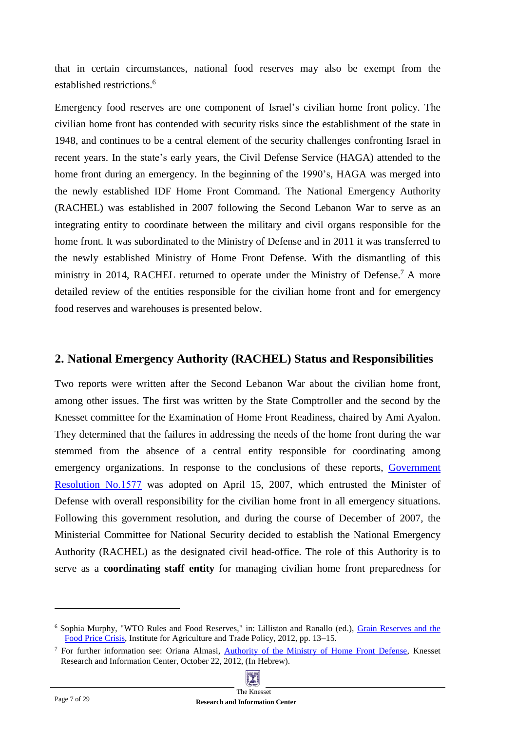that in certain circumstances, national food reserves may also be exempt from the established restrictions.[6]

Emergency food reserves are one component of Israel's civilian home front policy. The civilian home front has contended with security risks since the establishment of the state in 1948, and continues to be a central element of the security challenges confronting Israel in recent years. In the state's early years, the Civil Defense Service (HAGA) attended to the home front during an emergency. In the beginning of the 1990's, HAGA was merged into the newly established IDF Home Front Command. The National Emergency Authority (RACHEL) was established in 2007 following the Second Lebanon War to serve as an integrating entity to coordinate between the military and civil organs responsible for the home front. It was subordinated to the Ministry of Defense and in 2011 it was transferred to the newly established Ministry of Home Front Defense. With the dismantling of this ministry in 2014, RACHEL returned to operate under the Ministry of Defense.[7] A more detailed review of the entities responsible for the civilian home front and for emergency food reserves and warehouses is presented below.

## 2. National Emergency Authority (RACHEL) Status and Responsibilities

Two reports were written after the Second Lebanon War about the civilian home front, among other issues. The first was written by the State Comptroller and the second by the Knesset committee for the Examination of Home Front Readiness, chaired by Ami Ayalon. They determined that the failures in addressing the needs of the home front during the war stemmed from the absence of a central entity responsible for coordinating among emergency organizations. In response to the conclusions of these reports, Government Resolution No.1577 was adopted on April 15, 2007, which entrusted the Minister of Defense with overall responsibility for the civilian home front in all emergency situations. Following this government resolution, and during the course of December of 2007, the Ministerial Committee for National Security decided to establish the National Emergency Authority (RACHEL) as the designated civil head-office. The role of this Authority is to serve as a **coordinating staff entity** for managing civilian home front preparedness for

---

[6] Sophia Murphy, "WTO Rules and Food Reserves," in: Lilliston and Ranallo (ed.), Grain Reserves and the Food Price Crisis, Institute for Agriculture and Trade Policy, 2012, pp. 13–15.

[7] For further information see: Oriana Almasi, Authority of the Ministry of Home Front Defense, Knesset Research and Information Center, October 22, 2012, (In Hebrew).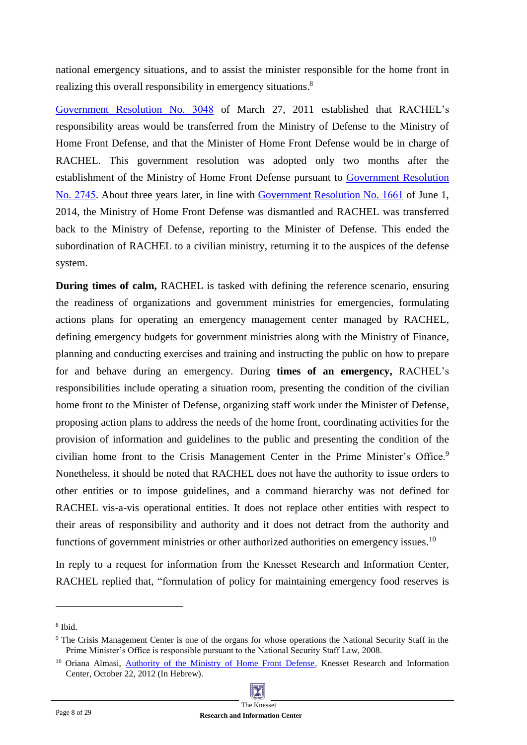national emergency situations, and to assist the minister responsible for the home front in realizing this overall responsibility in emergency situations.[8]

Government Resolution No. 3048 of March 27, 2011 established that RACHEL's responsibility areas would be transferred from the Ministry of Defense to the Ministry of Home Front Defense, and that the Minister of Home Front Defense would be in charge of RACHEL. This government resolution was adopted only two months after the establishment of the Ministry of Home Front Defense pursuant to Government Resolution No. 2745. About three years later, in line with Government Resolution No. 1661 of June 1, 2014, the Ministry of Home Front Defense was dismantled and RACHEL was transferred back to the Ministry of Defense, reporting to the Minister of Defense. This ended the subordination of RACHEL to a civilian ministry, returning it to the auspices of the defense system.

**During times of calm,** RACHEL is tasked with defining the reference scenario, ensuring the readiness of organizations and government ministries for emergencies, formulating actions plans for operating an emergency management center managed by RACHEL, defining emergency budgets for government ministries along with the Ministry of Finance, planning and conducting exercises and training and instructing the public on how to prepare for and behave during an emergency. During **times of an emergency,** RACHEL's responsibilities include operating a situation room, presenting the condition of the civilian home front to the Minister of Defense, organizing staff work under the Minister of Defense, proposing action plans to address the needs of the home front, coordinating activities for the provision of information and guidelines to the public and presenting the condition of the civilian home front to the Crisis Management Center in the Prime Minister's Office.[9] Nonetheless, it should be noted that RACHEL does not have the authority to issue orders to other entities or to impose guidelines, and a command hierarchy was not defined for RACHEL vis-a-vis operational entities. It does not replace other entities with respect to their areas of responsibility and authority and it does not detract from the authority and functions of government ministries or other authorized authorities on emergency issues.[10]

In reply to a request for information from the Knesset Research and Information Center, RACHEL replied that, "formulation of policy for maintaining emergency food reserves is

---

[8] Ibid.

[9] The Crisis Management Center is one of the organs for whose operations the National Security Staff in the Prime Minister's Office is responsible pursuant to the National Security Staff Law, 2008.

[10] Oriana Almasi, Authority of the Ministry of Home Front Defense, Knesset Research and Information Center, October 22, 2012 (In Hebrew).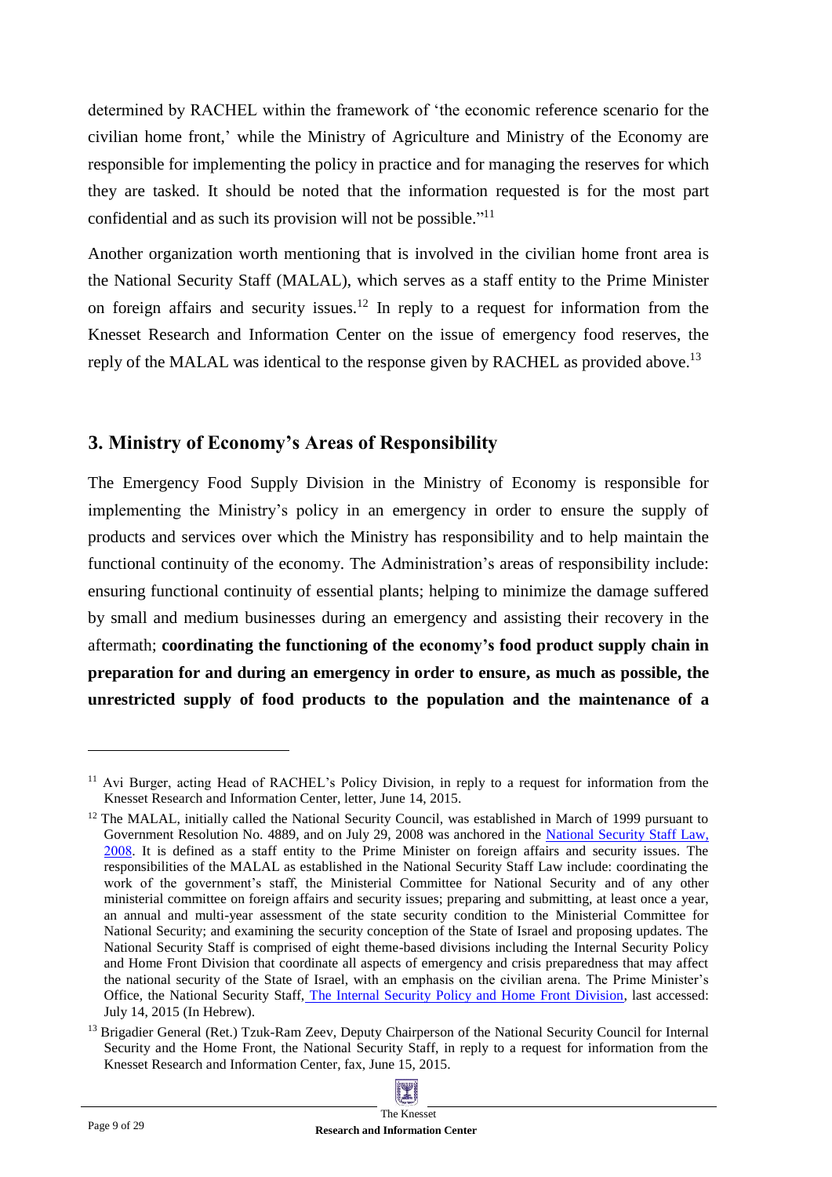determined by RACHEL within the framework of 'the economic reference scenario for the civilian home front,' while the Ministry of Agriculture and Ministry of the Economy are responsible for implementing the policy in practice and for managing the reserves for which they are tasked. It should be noted that the information requested is for the most part confidential and as such its provision will not be possible."[11]

Another organization worth mentioning that is involved in the civilian home front area is the National Security Staff (MALAL), which serves as a staff entity to the Prime Minister on foreign affairs and security issues.[12] In reply to a request for information from the Knesset Research and Information Center on the issue of emergency food reserves, the reply of the MALAL was identical to the response given by RACHEL as provided above.[13]

## 3. Ministry of Economy's Areas of Responsibility

The Emergency Food Supply Division in the Ministry of Economy is responsible for implementing the Ministry's policy in an emergency in order to ensure the supply of products and services over which the Ministry has responsibility and to help maintain the functional continuity of the economy. The Administration's areas of responsibility include: ensuring functional continuity of essential plants; helping to minimize the damage suffered by small and medium businesses during an emergency and assisting their recovery in the aftermath; **coordinating the functioning of the economy's food product supply chain in preparation for and during an emergency in order to ensure, as much as possible, the unrestricted supply of food products to the population and the maintenance of a**

---

[11] Avi Burger, acting Head of RACHEL's Policy Division, in reply to a request for information from the Knesset Research and Information Center, letter, June 14, 2015.

[12] The MALAL, initially called the National Security Council, was established in March of 1999 pursuant to Government Resolution No. 4889, and on July 29, 2008 was anchored in the National Security Staff Law, 2008. It is defined as a staff entity to the Prime Minister on foreign affairs and security issues. The responsibilities of the MALAL as established in the National Security Staff Law include: coordinating the work of the government's staff, the Ministerial Committee for National Security and of any other ministerial committee on foreign affairs and security issues; preparing and submitting, at least once a year, an annual and multi-year assessment of the state security condition to the Ministerial Committee for National Security; and examining the security conception of the State of Israel and proposing updates. The National Security Staff is comprised of eight theme-based divisions including the Internal Security Policy and Home Front Division that coordinate all aspects of emergency and crisis preparedness that may affect the national security of the State of Israel, with an emphasis on the civilian arena. The Prime Minister's Office, the National Security Staff, The Internal Security Policy and Home Front Division, last accessed: July 14, 2015 (In Hebrew).

[13] Brigadier General (Ret.) Tzuk-Ram Zeev, Deputy Chairperson of the National Security Council for Internal Security and the Home Front, the National Security Staff, in reply to a request for information from the Knesset Research and Information Center, fax, June 15, 2015.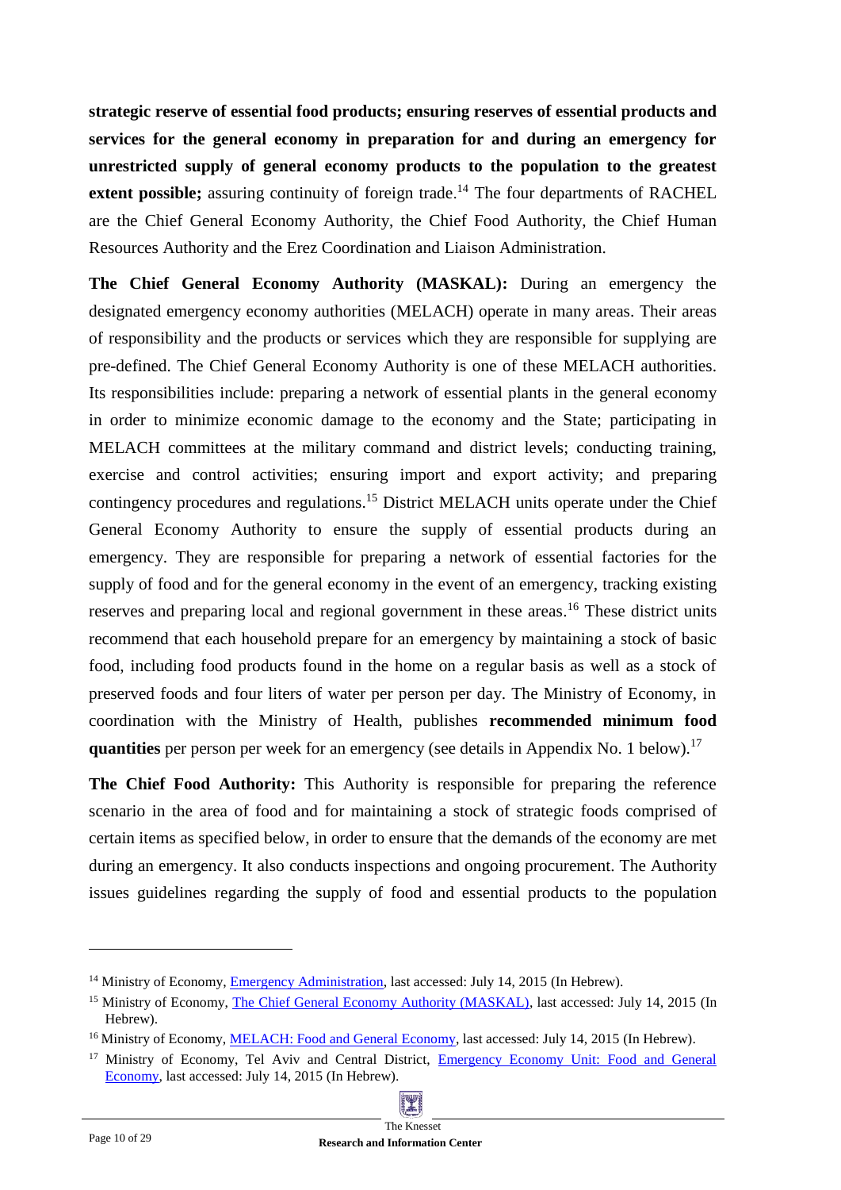**strategic reserve of essential food products; ensuring reserves of essential products and services for the general economy in preparation for and during an emergency for unrestricted supply of general economy products to the population to the greatest extent possible;** assuring continuity of foreign trade.[14] The four departments of RACHEL are the Chief General Economy Authority, the Chief Food Authority, the Chief Human Resources Authority and the Erez Coordination and Liaison Administration.

**The Chief General Economy Authority (MASKAL):** During an emergency the designated emergency economy authorities (MELACH) operate in many areas. Their areas of responsibility and the products or services which they are responsible for supplying are pre-defined. The Chief General Economy Authority is one of these MELACH authorities. Its responsibilities include: preparing a network of essential plants in the general economy in order to minimize economic damage to the economy and the State; participating in MELACH committees at the military command and district levels; conducting training, exercise and control activities; ensuring import and export activity; and preparing contingency procedures and regulations.[15] District MELACH units operate under the Chief General Economy Authority to ensure the supply of essential products during an emergency. They are responsible for preparing a network of essential factories for the supply of food and for the general economy in the event of an emergency, tracking existing reserves and preparing local and regional government in these areas.[16] These district units recommend that each household prepare for an emergency by maintaining a stock of basic food, including food products found in the home on a regular basis as well as a stock of preserved foods and four liters of water per person per day. The Ministry of Economy, in coordination with the Ministry of Health, publishes **recommended minimum food quantities** per person per week for an emergency (see details in Appendix No. 1 below).[17]

**The Chief Food Authority:** This Authority is responsible for preparing the reference scenario in the area of food and for maintaining a stock of strategic foods comprised of certain items as specified below, in order to ensure that the demands of the economy are met during an emergency. It also conducts inspections and ongoing procurement. The Authority issues guidelines regarding the supply of food and essential products to the population

---

[14] Ministry of Economy, Emergency Administration, last accessed: July 14, 2015 (In Hebrew).

[15] Ministry of Economy, The Chief General Economy Authority (MASKAL), last accessed: July 14, 2015 (In Hebrew).

[16] Ministry of Economy, MELACH: Food and General Economy, last accessed: July 14, 2015 (In Hebrew).

[17] Ministry of Economy, Tel Aviv and Central District, Emergency Economy Unit: Food and General Economy, last accessed: July 14, 2015 (In Hebrew).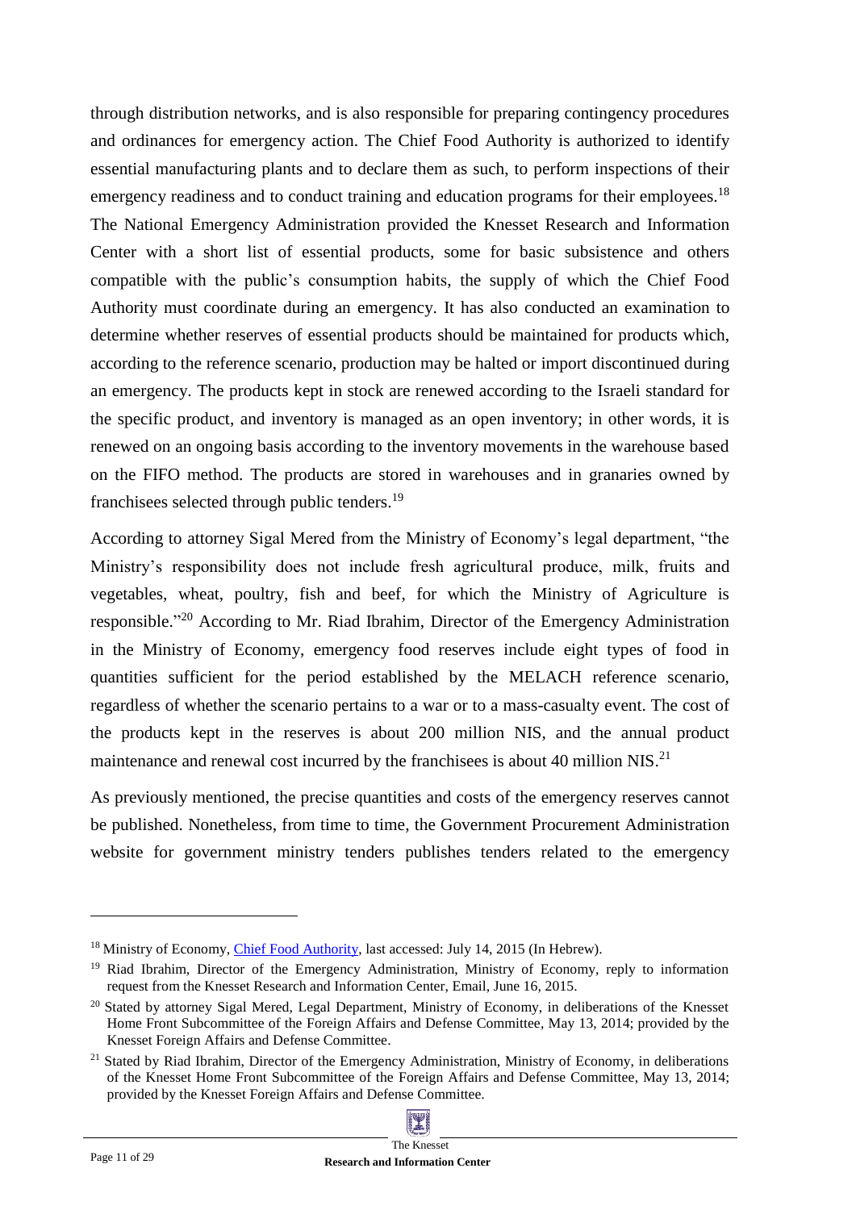through distribution networks, and is also responsible for preparing contingency procedures and ordinances for emergency action. The Chief Food Authority is authorized to identify essential manufacturing plants and to declare them as such, to perform inspections of their emergency readiness and to conduct training and education programs for their employees.[18] The National Emergency Administration provided the Knesset Research and Information Center with a short list of essential products, some for basic subsistence and others compatible with the public's consumption habits, the supply of which the Chief Food Authority must coordinate during an emergency. It has also conducted an examination to determine whether reserves of essential products should be maintained for products which, according to the reference scenario, production may be halted or import discontinued during an emergency. The products kept in stock are renewed according to the Israeli standard for the specific product, and inventory is managed as an open inventory; in other words, it is renewed on an ongoing basis according to the inventory movements in the warehouse based on the FIFO method. The products are stored in warehouses and in granaries owned by franchisees selected through public tenders.[19]

According to attorney Sigal Mered from the Ministry of Economy's legal department, "the Ministry's responsibility does not include fresh agricultural produce, milk, fruits and vegetables, wheat, poultry, fish and beef, for which the Ministry of Agriculture is responsible."[20] According to Mr. Riad Ibrahim, Director of the Emergency Administration in the Ministry of Economy, emergency food reserves include eight types of food in quantities sufficient for the period established by the MELACH reference scenario, regardless of whether the scenario pertains to a war or to a mass-casualty event. The cost of the products kept in the reserves is about 200 million NIS, and the annual product maintenance and renewal cost incurred by the franchisees is about 40 million NIS.[21]

As previously mentioned, the precise quantities and costs of the emergency reserves cannot be published. Nonetheless, from time to time, the Government Procurement Administration website for government ministry tenders publishes tenders related to the emergency

---

[18] Ministry of Economy, Chief Food Authority, last accessed: July 14, 2015 (In Hebrew).

[19] Riad Ibrahim, Director of the Emergency Administration, Ministry of Economy, reply to information request from the Knesset Research and Information Center, Email, June 16, 2015.

[20] Stated by attorney Sigal Mered, Legal Department, Ministry of Economy, in deliberations of the Knesset Home Front Subcommittee of the Foreign Affairs and Defense Committee, May 13, 2014; provided by the Knesset Foreign Affairs and Defense Committee.

[21] Stated by Riad Ibrahim, Director of the Emergency Administration, Ministry of Economy, in deliberations of the Knesset Home Front Subcommittee of the Foreign Affairs and Defense Committee, May 13, 2014; provided by the Knesset Foreign Affairs and Defense Committee.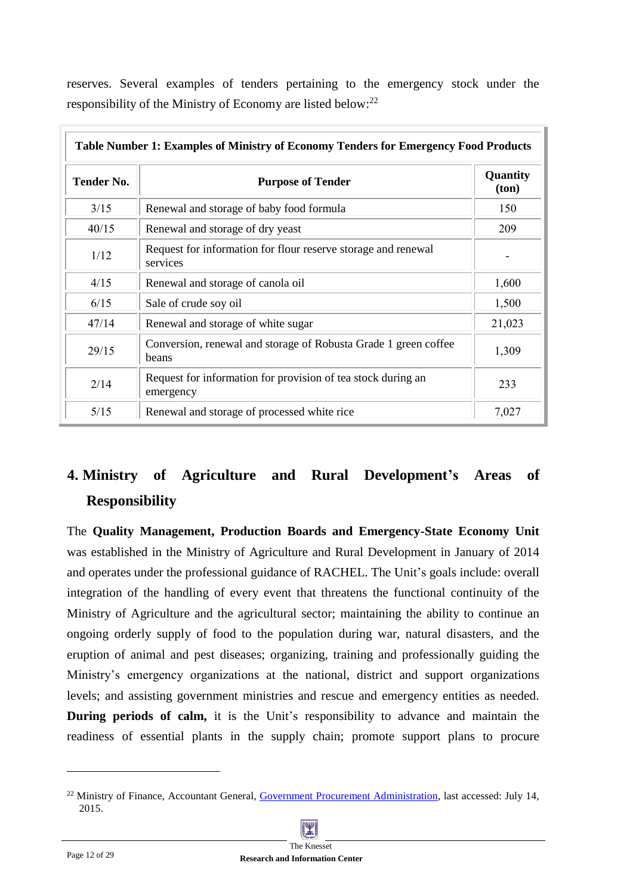reserves. Several examples of tenders pertaining to the emergency stock under the responsibility of the Ministry of Economy are listed below:[22]

**Table Number 1: Examples of Ministry of Economy Tenders for Emergency Food Products**

| Tender No. | Purpose of Tender | Quantity (ton) |
|---|---|---|
| 3/15 | Renewal and storage of baby food formula | 150 |
| 40/15 | Renewal and storage of dry yeast | 209 |
| 1/12 | Request for information for flour reserve storage and renewal services | - |
| 4/15 | Renewal and storage of canola oil | 1,600 |
| 6/15 | Sale of crude soy oil | 1,500 |
| 47/14 | Renewal and storage of white sugar | 21,023 |
| 29/15 | Conversion, renewal and storage of Robusta Grade 1 green coffee beans | 1,309 |
| 2/14 | Request for information for provision of tea stock during an emergency | 233 |
| 5/15 | Renewal and storage of processed white rice | 7,027 |

## 4. Ministry of Agriculture and Rural Development's Areas of Responsibility

The **Quality Management, Production Boards and Emergency-State Economy Unit** was established in the Ministry of Agriculture and Rural Development in January of 2014 and operates under the professional guidance of RACHEL. The Unit's goals include: overall integration of the handling of every event that threatens the functional continuity of the Ministry of Agriculture and the agricultural sector; maintaining the ability to continue an ongoing orderly supply of food to the population during war, natural disasters, and the eruption of animal and pest diseases; organizing, training and professionally guiding the Ministry's emergency organizations at the national, district and support organizations levels; and assisting government ministries and rescue and emergency entities as needed. **During periods of calm,** it is the Unit's responsibility to advance and maintain the readiness of essential plants in the supply chain; promote support plans to procure

---

[22] Ministry of Finance, Accountant General, Government Procurement Administration, last accessed: July 14, 2015.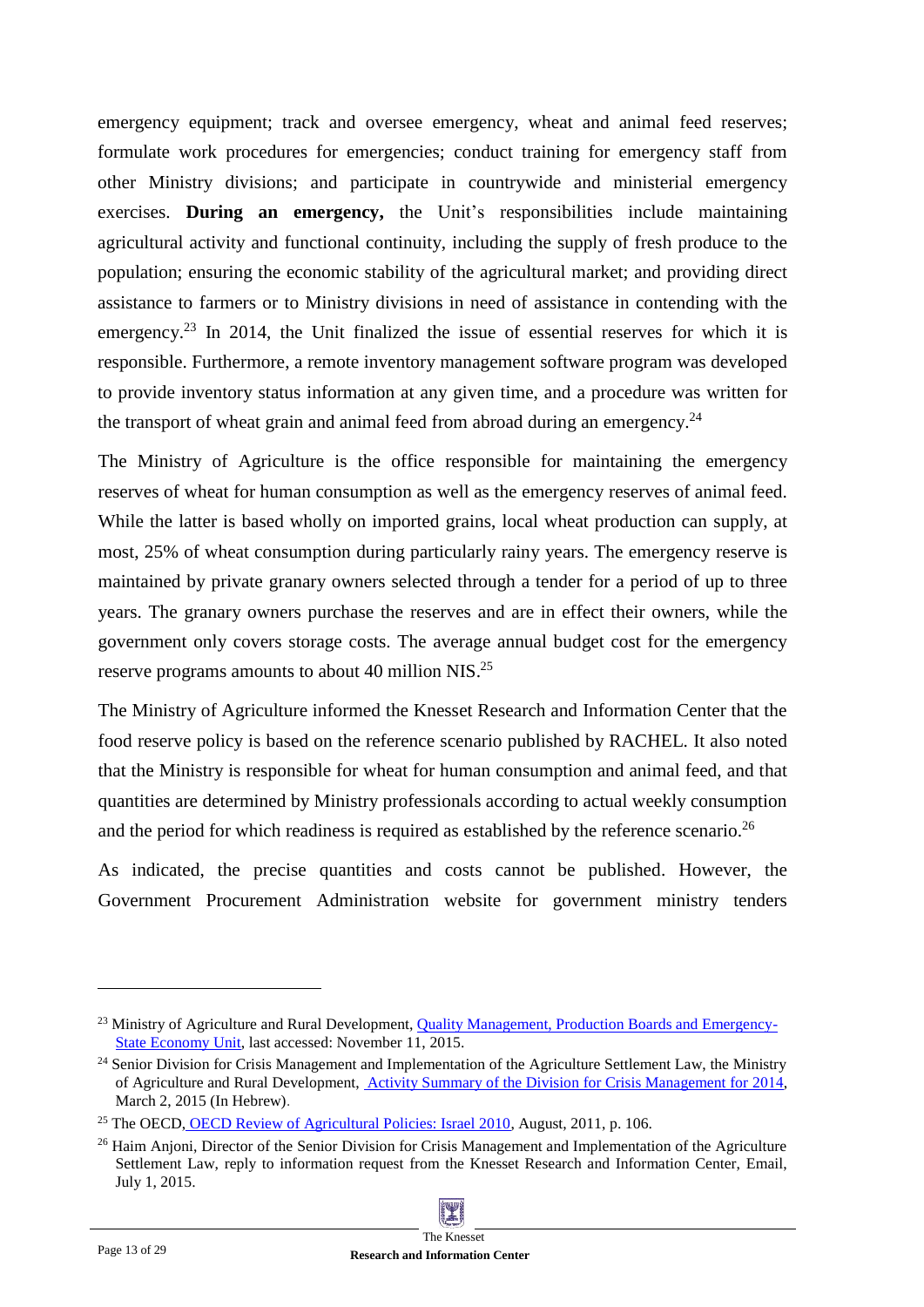emergency equipment; track and oversee emergency, wheat and animal feed reserves; formulate work procedures for emergencies; conduct training for emergency staff from other Ministry divisions; and participate in countrywide and ministerial emergency exercises. **During an emergency,** the Unit's responsibilities include maintaining agricultural activity and functional continuity, including the supply of fresh produce to the population; ensuring the economic stability of the agricultural market; and providing direct assistance to farmers or to Ministry divisions in need of assistance in contending with the emergency.[23] In 2014, the Unit finalized the issue of essential reserves for which it is responsible. Furthermore, a remote inventory management software program was developed to provide inventory status information at any given time, and a procedure was written for the transport of wheat grain and animal feed from abroad during an emergency.[24]

The Ministry of Agriculture is the office responsible for maintaining the emergency reserves of wheat for human consumption as well as the emergency reserves of animal feed. While the latter is based wholly on imported grains, local wheat production can supply, at most, 25% of wheat consumption during particularly rainy years. The emergency reserve is maintained by private granary owners selected through a tender for a period of up to three years. The granary owners purchase the reserves and are in effect their owners, while the government only covers storage costs. The average annual budget cost for the emergency reserve programs amounts to about 40 million NIS.[25]

The Ministry of Agriculture informed the Knesset Research and Information Center that the food reserve policy is based on the reference scenario published by RACHEL. It also noted that the Ministry is responsible for wheat for human consumption and animal feed, and that quantities are determined by Ministry professionals according to actual weekly consumption and the period for which readiness is required as established by the reference scenario.[26]

As indicated, the precise quantities and costs cannot be published. However, the Government Procurement Administration website for government ministry tenders

---

[23] Ministry of Agriculture and Rural Development, Quality Management, Production Boards and Emergency-State Economy Unit, last accessed: November 11, 2015.

[24] Senior Division for Crisis Management and Implementation of the Agriculture Settlement Law, the Ministry of Agriculture and Rural Development, Activity Summary of the Division for Crisis Management for 2014, March 2, 2015 (In Hebrew).

[25] The OECD, OECD Review of Agricultural Policies: Israel 2010, August, 2011, p. 106.

[26] Haim Anjoni, Director of the Senior Division for Crisis Management and Implementation of the Agriculture Settlement Law, reply to information request from the Knesset Research and Information Center, Email, July 1, 2015.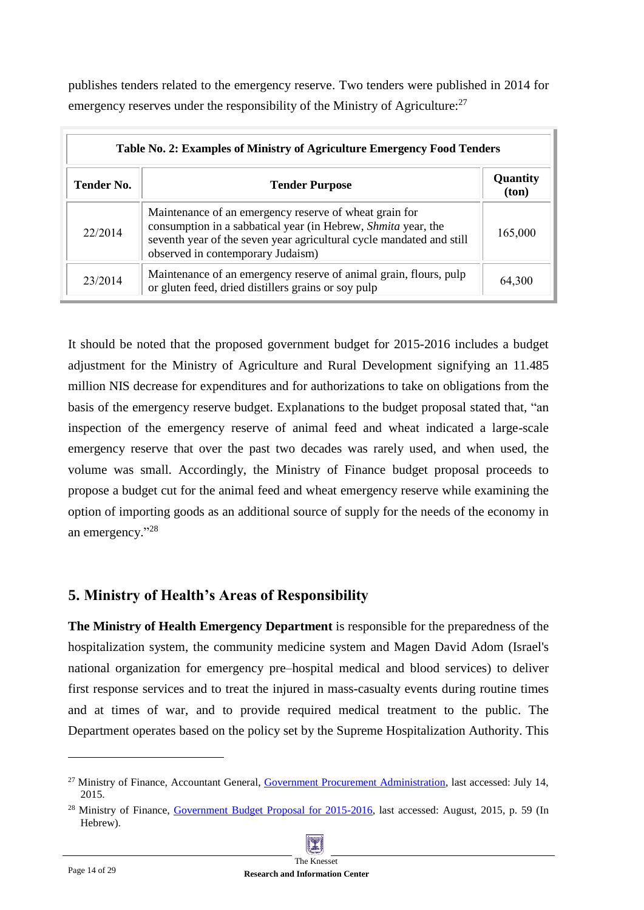publishes tenders related to the emergency reserve. Two tenders were published in 2014 for emergency reserves under the responsibility of the Ministry of Agriculture:[27]

| Table No. 2: Examples of Ministry of Agriculture Emergency Food Tenders | | |
|---|---|---|
| **Tender No.** | **Tender Purpose** | **Quantity (ton)** |
| 22/2014 | Maintenance of an emergency reserve of wheat grain for consumption in a sabbatical year (in Hebrew, *Shmita* year, the seventh year of the seven year agricultural cycle mandated and still observed in contemporary Judaism) | 165,000 |
| 23/2014 | Maintenance of an emergency reserve of animal grain, flours, pulp or gluten feed, dried distillers grains or soy pulp | 64,300 |

It should be noted that the proposed government budget for 2015-2016 includes a budget adjustment for the Ministry of Agriculture and Rural Development signifying an 11.485 million NIS decrease for expenditures and for authorizations to take on obligations from the basis of the emergency reserve budget. Explanations to the budget proposal stated that, "an inspection of the emergency reserve of animal feed and wheat indicated a large-scale emergency reserve that over the past two decades was rarely used, and when used, the volume was small. Accordingly, the Ministry of Finance budget proposal proceeds to propose a budget cut for the animal feed and wheat emergency reserve while examining the option of importing goods as an additional source of supply for the needs of the economy in an emergency."[28]

## 5. Ministry of Health's Areas of Responsibility

**The Ministry of Health Emergency Department** is responsible for the preparedness of the hospitalization system, the community medicine system and Magen David Adom (Israel's national organization for emergency pre–hospital medical and blood services) to deliver first response services and to treat the injured in mass-casualty events during routine times and at times of war, and to provide required medical treatment to the public. The Department operates based on the policy set by the Supreme Hospitalization Authority. This

---

[27] Ministry of Finance, Accountant General, Government Procurement Administration, last accessed: July 14, 2015.

[28] Ministry of Finance, Government Budget Proposal for 2015-2016, last accessed: August, 2015, p. 59 (In Hebrew).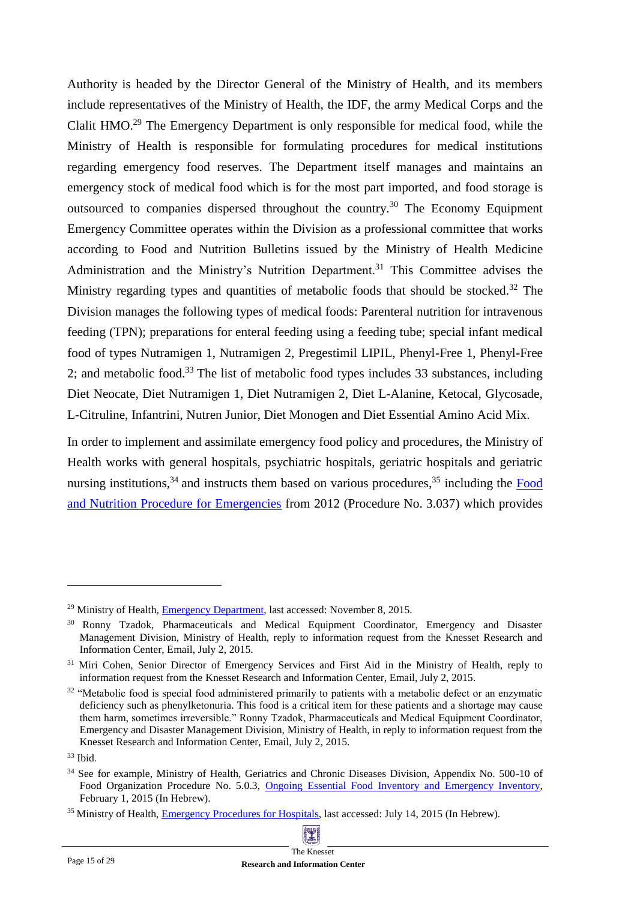Authority is headed by the Director General of the Ministry of Health, and its members include representatives of the Ministry of Health, the IDF, the army Medical Corps and the Clalit HMO.[29] The Emergency Department is only responsible for medical food, while the Ministry of Health is responsible for formulating procedures for medical institutions regarding emergency food reserves. The Department itself manages and maintains an emergency stock of medical food which is for the most part imported, and food storage is outsourced to companies dispersed throughout the country.[30] The Economy Equipment Emergency Committee operates within the Division as a professional committee that works according to Food and Nutrition Bulletins issued by the Ministry of Health Medicine Administration and the Ministry's Nutrition Department.[31] This Committee advises the Ministry regarding types and quantities of metabolic foods that should be stocked.[32] The Division manages the following types of medical foods: Parenteral nutrition for intravenous feeding (TPN); preparations for enteral feeding using a feeding tube; special infant medical food of types Nutramigen 1, Nutramigen 2, Pregestimil LIPIL, Phenyl-Free 1, Phenyl-Free 2; and metabolic food.[33] The list of metabolic food types includes 33 substances, including Diet Neocate, Diet Nutramigen 1, Diet Nutramigen 2, Diet L-Alanine, Ketocal, Glycosade, L-Citruline, Infantrini, Nutren Junior, Diet Monogen and Diet Essential Amino Acid Mix.

In order to implement and assimilate emergency food policy and procedures, the Ministry of Health works with general hospitals, psychiatric hospitals, geriatric hospitals and geriatric nursing institutions,[34] and instructs them based on various procedures,[35] including the Food and Nutrition Procedure for Emergencies from 2012 (Procedure No. 3.037) which provides

---

[29] Ministry of Health, Emergency Department, last accessed: November 8, 2015.

[30] Ronny Tzadok, Pharmaceuticals and Medical Equipment Coordinator, Emergency and Disaster Management Division, Ministry of Health, reply to information request from the Knesset Research and Information Center, Email, July 2, 2015.

[31] Miri Cohen, Senior Director of Emergency Services and First Aid in the Ministry of Health, reply to information request from the Knesset Research and Information Center, Email, July 2, 2015.

[32] "Metabolic food is special food administered primarily to patients with a metabolic defect or an enzymatic deficiency such as phenylketonuria. This food is a critical item for these patients and a shortage may cause them harm, sometimes irreversible." Ronny Tzadok, Pharmaceuticals and Medical Equipment Coordinator, Emergency and Disaster Management Division, Ministry of Health, in reply to information request from the Knesset Research and Information Center, Email, July 2, 2015.

[33] Ibid.

[34] See for example, Ministry of Health, Geriatrics and Chronic Diseases Division, Appendix No. 500-10 of Food Organization Procedure No. 5.0.3, Ongoing Essential Food Inventory and Emergency Inventory, February 1, 2015 (In Hebrew).

[35] Ministry of Health, Emergency Procedures for Hospitals, last accessed: July 14, 2015 (In Hebrew).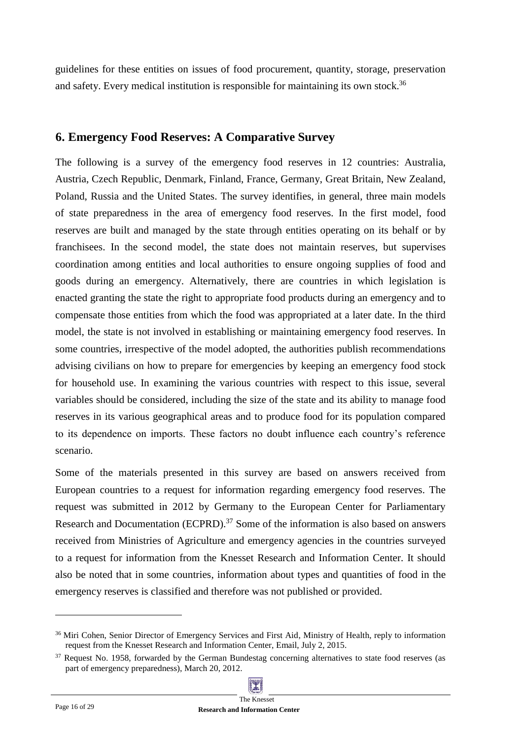guidelines for these entities on issues of food procurement, quantity, storage, preservation and safety. Every medical institution is responsible for maintaining its own stock.[36]

## 6. Emergency Food Reserves: A Comparative Survey

The following is a survey of the emergency food reserves in 12 countries: Australia, Austria, Czech Republic, Denmark, Finland, France, Germany, Great Britain, New Zealand, Poland, Russia and the United States. The survey identifies, in general, three main models of state preparedness in the area of emergency food reserves. In the first model, food reserves are built and managed by the state through entities operating on its behalf or by franchisees. In the second model, the state does not maintain reserves, but supervises coordination among entities and local authorities to ensure ongoing supplies of food and goods during an emergency. Alternatively, there are countries in which legislation is enacted granting the state the right to appropriate food products during an emergency and to compensate those entities from which the food was appropriated at a later date. In the third model, the state is not involved in establishing or maintaining emergency food reserves. In some countries, irrespective of the model adopted, the authorities publish recommendations advising civilians on how to prepare for emergencies by keeping an emergency food stock for household use. In examining the various countries with respect to this issue, several variables should be considered, including the size of the state and its ability to manage food reserves in its various geographical areas and to produce food for its population compared to its dependence on imports. These factors no doubt influence each country's reference scenario.

Some of the materials presented in this survey are based on answers received from European countries to a request for information regarding emergency food reserves. The request was submitted in 2012 by Germany to the European Center for Parliamentary Research and Documentation (ECPRD).[37] Some of the information is also based on answers received from Ministries of Agriculture and emergency agencies in the countries surveyed to a request for information from the Knesset Research and Information Center. It should also be noted that in some countries, information about types and quantities of food in the emergency reserves is classified and therefore was not published or provided.

---

[36] Miri Cohen, Senior Director of Emergency Services and First Aid, Ministry of Health, reply to information request from the Knesset Research and Information Center, Email, July 2, 2015.

[37] Request No. 1958, forwarded by the German Bundestag concerning alternatives to state food reserves (as part of emergency preparedness), March 20, 2012.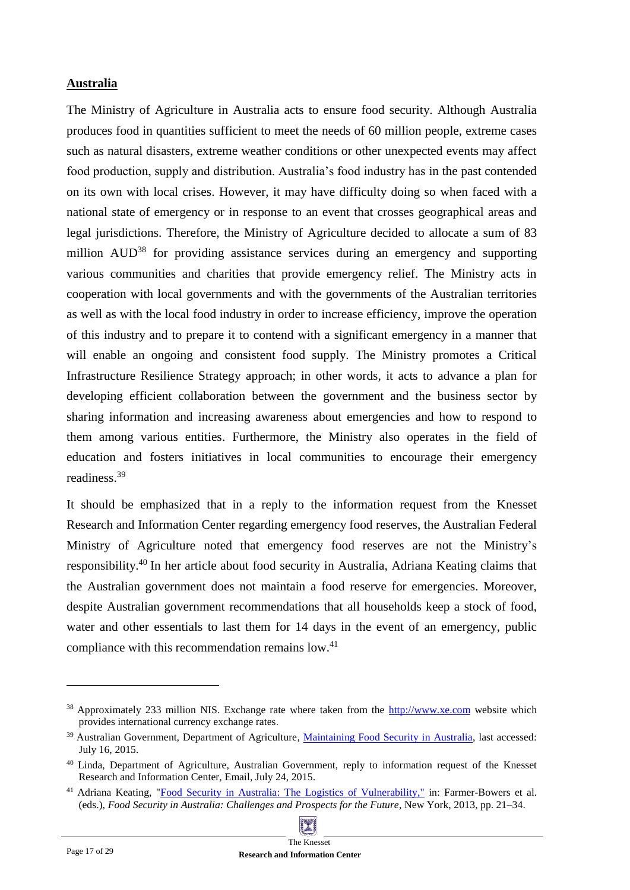## Australia

The Ministry of Agriculture in Australia acts to ensure food security. Although Australia produces food in quantities sufficient to meet the needs of 60 million people, extreme cases such as natural disasters, extreme weather conditions or other unexpected events may affect food production, supply and distribution. Australia's food industry has in the past contended on its own with local crises. However, it may have difficulty doing so when faced with a national state of emergency or in response to an event that crosses geographical areas and legal jurisdictions. Therefore, the Ministry of Agriculture decided to allocate a sum of 83 million AUD[38] for providing assistance services during an emergency and supporting various communities and charities that provide emergency relief. The Ministry acts in cooperation with local governments and with the governments of the Australian territories as well as with the local food industry in order to increase efficiency, improve the operation of this industry and to prepare it to contend with a significant emergency in a manner that will enable an ongoing and consistent food supply. The Ministry promotes a Critical Infrastructure Resilience Strategy approach; in other words, it acts to advance a plan for developing efficient collaboration between the government and the business sector by sharing information and increasing awareness about emergencies and how to respond to them among various entities. Furthermore, the Ministry also operates in the field of education and fosters initiatives in local communities to encourage their emergency readiness.[39]

It should be emphasized that in a reply to the information request from the Knesset Research and Information Center regarding emergency food reserves, the Australian Federal Ministry of Agriculture noted that emergency food reserves are not the Ministry's responsibility.[40] In her article about food security in Australia, Adriana Keating claims that the Australian government does not maintain a food reserve for emergencies. Moreover, despite Australian government recommendations that all households keep a stock of food, water and other essentials to last them for 14 days in the event of an emergency, public compliance with this recommendation remains low.[41]

---

[38] Approximately 233 million NIS. Exchange rate where taken from the http://www.xe.com website which provides international currency exchange rates.

[39] Australian Government, Department of Agriculture, Maintaining Food Security in Australia, last accessed: July 16, 2015.

[40] Linda, Department of Agriculture, Australian Government, reply to information request of the Knesset Research and Information Center, Email, July 24, 2015.

[41] Adriana Keating, "Food Security in Australia: The Logistics of Vulnerability," in: Farmer-Bowers et al. (eds.), *Food Security in Australia: Challenges and Prospects for the Future*, New York, 2013, pp. 21–34.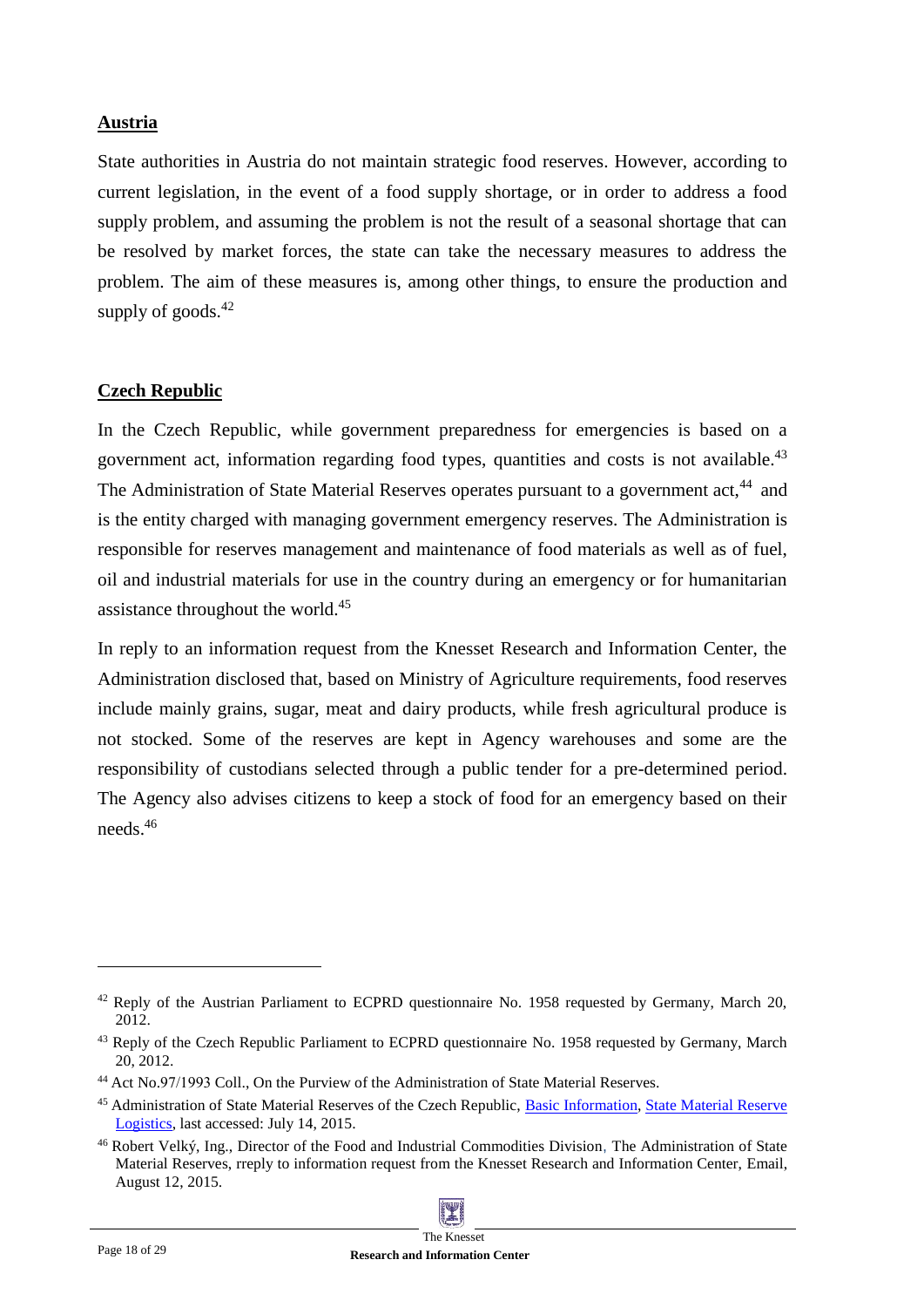**Austria**

State authorities in Austria do not maintain strategic food reserves. However, according to current legislation, in the event of a food supply shortage, or in order to address a food supply problem, and assuming the problem is not the result of a seasonal shortage that can be resolved by market forces, the state can take the necessary measures to address the problem. The aim of these measures is, among other things, to ensure the production and supply of goods.[42]

**Czech Republic**

In the Czech Republic, while government preparedness for emergencies is based on a government act, information regarding food types, quantities and costs is not available.[43] The Administration of State Material Reserves operates pursuant to a government act,[44] and is the entity charged with managing government emergency reserves. The Administration is responsible for reserves management and maintenance of food materials as well as of fuel, oil and industrial materials for use in the country during an emergency or for humanitarian assistance throughout the world.[45]

In reply to an information request from the Knesset Research and Information Center, the Administration disclosed that, based on Ministry of Agriculture requirements, food reserves include mainly grains, sugar, meat and dairy products, while fresh agricultural produce is not stocked. Some of the reserves are kept in Agency warehouses and some are the responsibility of custodians selected through a public tender for a pre-determined period. The Agency also advises citizens to keep a stock of food for an emergency based on their needs.[46]

---

[42] Reply of the Austrian Parliament to ECPRD questionnaire No. 1958 requested by Germany, March 20, 2012.

[43] Reply of the Czech Republic Parliament to ECPRD questionnaire No. 1958 requested by Germany, March 20, 2012.

[44] Act No.97/1993 Coll., On the Purview of the Administration of State Material Reserves.

[45] Administration of State Material Reserves of the Czech Republic, Basic Information, State Material Reserve Logistics, last accessed: July 14, 2015.

[46] Robert Velký, Ing., Director of the Food and Industrial Commodities Division, The Administration of State Material Reserves, rreply to information request from the Knesset Research and Information Center, Email, August 12, 2015.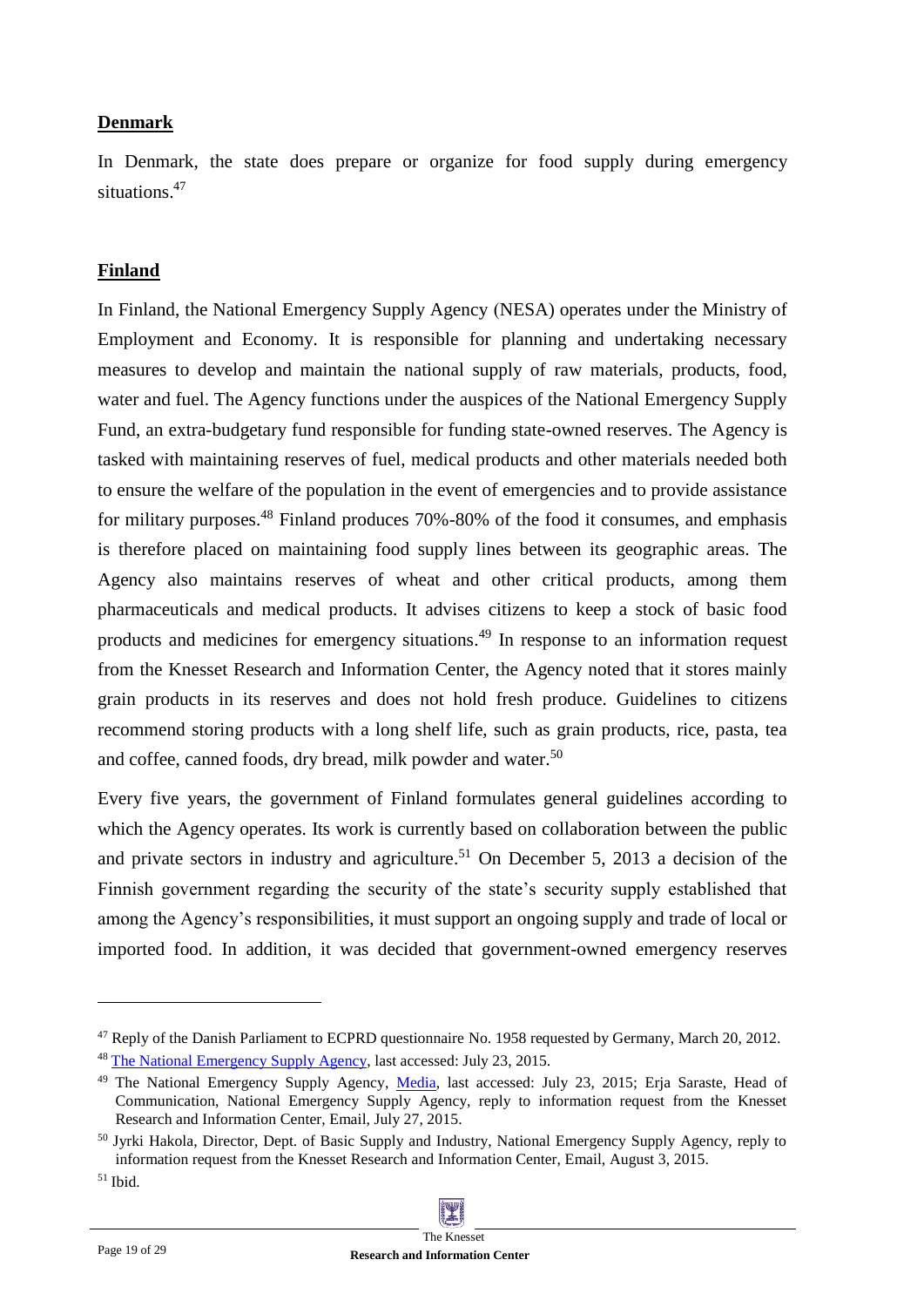**Denmark**

In Denmark, the state does prepare or organize for food supply during emergency situations.[47]

**Finland**

In Finland, the National Emergency Supply Agency (NESA) operates under the Ministry of Employment and Economy. It is responsible for planning and undertaking necessary measures to develop and maintain the national supply of raw materials, products, food, water and fuel. The Agency functions under the auspices of the National Emergency Supply Fund, an extra-budgetary fund responsible for funding state-owned reserves. The Agency is tasked with maintaining reserves of fuel, medical products and other materials needed both to ensure the welfare of the population in the event of emergencies and to provide assistance for military purposes.[48] Finland produces 70%-80% of the food it consumes, and emphasis is therefore placed on maintaining food supply lines between its geographic areas. The Agency also maintains reserves of wheat and other critical products, among them pharmaceuticals and medical products. It advises citizens to keep a stock of basic food products and medicines for emergency situations.[49] In response to an information request from the Knesset Research and Information Center, the Agency noted that it stores mainly grain products in its reserves and does not hold fresh produce. Guidelines to citizens recommend storing products with a long shelf life, such as grain products, rice, pasta, tea and coffee, canned foods, dry bread, milk powder and water.[50]

Every five years, the government of Finland formulates general guidelines according to which the Agency operates. Its work is currently based on collaboration between the public and private sectors in industry and agriculture.[51] On December 5, 2013 a decision of the Finnish government regarding the security of the state's security supply established that among the Agency's responsibilities, it must support an ongoing supply and trade of local or imported food. In addition, it was decided that government-owned emergency reserves

---

[47] Reply of the Danish Parliament to ECPRD questionnaire No. 1958 requested by Germany, March 20, 2012.

[48] The National Emergency Supply Agency, last accessed: July 23, 2015.

[49] The National Emergency Supply Agency, Media, last accessed: July 23, 2015; Erja Saraste, Head of Communication, National Emergency Supply Agency, reply to information request from the Knesset Research and Information Center, Email, July 27, 2015.

[50] Jyrki Hakola, Director, Dept. of Basic Supply and Industry, National Emergency Supply Agency, reply to information request from the Knesset Research and Information Center, Email, August 3, 2015.

[51] Ibid.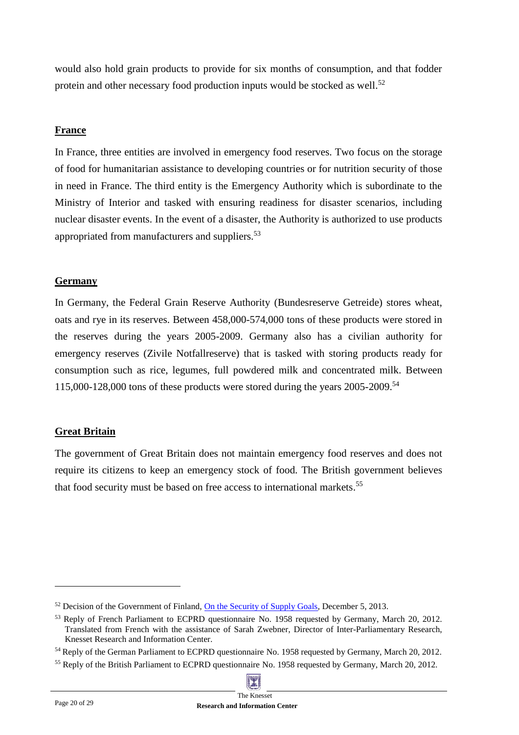would also hold grain products to provide for six months of consumption, and that fodder protein and other necessary food production inputs would be stocked as well.[52]

## France

In France, three entities are involved in emergency food reserves. Two focus on the storage of food for humanitarian assistance to developing countries or for nutrition security of those in need in France. The third entity is the Emergency Authority which is subordinate to the Ministry of Interior and tasked with ensuring readiness for disaster scenarios, including nuclear disaster events. In the event of a disaster, the Authority is authorized to use products appropriated from manufacturers and suppliers.[53]

## Germany

In Germany, the Federal Grain Reserve Authority (Bundesreserve Getreide) stores wheat, oats and rye in its reserves. Between 458,000-574,000 tons of these products were stored in the reserves during the years 2005-2009. Germany also has a civilian authority for emergency reserves (Zivile Notfallreserve) that is tasked with storing products ready for consumption such as rice, legumes, full powdered milk and concentrated milk. Between 115,000-128,000 tons of these products were stored during the years 2005-2009.[54]

## Great Britain

The government of Great Britain does not maintain emergency food reserves and does not require its citizens to keep an emergency stock of food. The British government believes that food security must be based on free access to international markets.[55]

---

[52] Decision of the Government of Finland, On the Security of Supply Goals, December 5, 2013.

[53] Reply of French Parliament to ECPRD questionnaire No. 1958 requested by Germany, March 20, 2012. Translated from French with the assistance of Sarah Zwebner, Director of Inter-Parliamentary Research, Knesset Research and Information Center.

[54] Reply of the German Parliament to ECPRD questionnaire No. 1958 requested by Germany, March 20, 2012.

[55] Reply of the British Parliament to ECPRD questionnaire No. 1958 requested by Germany, March 20, 2012.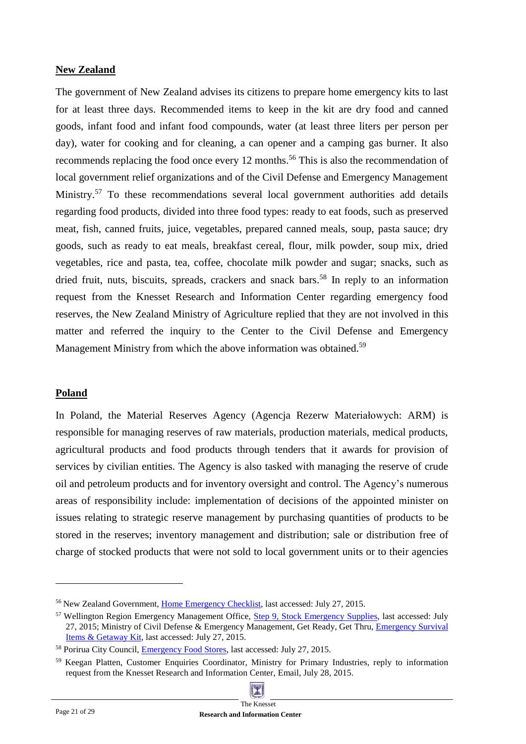## New Zealand

The government of New Zealand advises its citizens to prepare home emergency kits to last for at least three days. Recommended items to keep in the kit are dry food and canned goods, infant food and infant food compounds, water (at least three liters per person per day), water for cooking and for cleaning, a can opener and a camping gas burner. It also recommends replacing the food once every 12 months.[56] This is also the recommendation of local government relief organizations and of the Civil Defense and Emergency Management Ministry.[57] To these recommendations several local government authorities add details regarding food products, divided into three food types: ready to eat foods, such as preserved meat, fish, canned fruits, juice, vegetables, prepared canned meals, soup, pasta sauce; dry goods, such as ready to eat meals, breakfast cereal, flour, milk powder, soup mix, dried vegetables, rice and pasta, tea, coffee, chocolate milk powder and sugar; snacks, such as dried fruit, nuts, biscuits, spreads, crackers and snack bars.[58] In reply to an information request from the Knesset Research and Information Center regarding emergency food reserves, the New Zealand Ministry of Agriculture replied that they are not involved in this matter and referred the inquiry to the Center to the Civil Defense and Emergency Management Ministry from which the above information was obtained.[59]

## Poland

In Poland, the Material Reserves Agency (Agencja Rezerw Materiałowych: ARM) is responsible for managing reserves of raw materials, production materials, medical products, agricultural products and food products through tenders that it awards for provision of services by civilian entities. The Agency is also tasked with managing the reserve of crude oil and petroleum products and for inventory oversight and control. The Agency's numerous areas of responsibility include: implementation of decisions of the appointed minister on issues relating to strategic reserve management by purchasing quantities of products to be stored in the reserves; inventory management and distribution; sale or distribution free of charge of stocked products that were not sold to local government units or to their agencies

---

[56] New Zealand Government, Home Emergency Checklist, last accessed: July 27, 2015.

[57] Wellington Region Emergency Management Office, Step 9, Stock Emergency Supplies, last accessed: July 27, 2015; Ministry of Civil Defense & Emergency Management, Get Ready, Get Thru, Emergency Survival Items & Getaway Kit, last accessed: July 27, 2015.

[58] Porirua City Council, Emergency Food Stores, last accessed: July 27, 2015.

[59] Keegan Platten, Customer Enquiries Coordinator, Ministry for Primary Industries, reply to information request from the Knesset Research and Information Center, Email, July 28, 2015.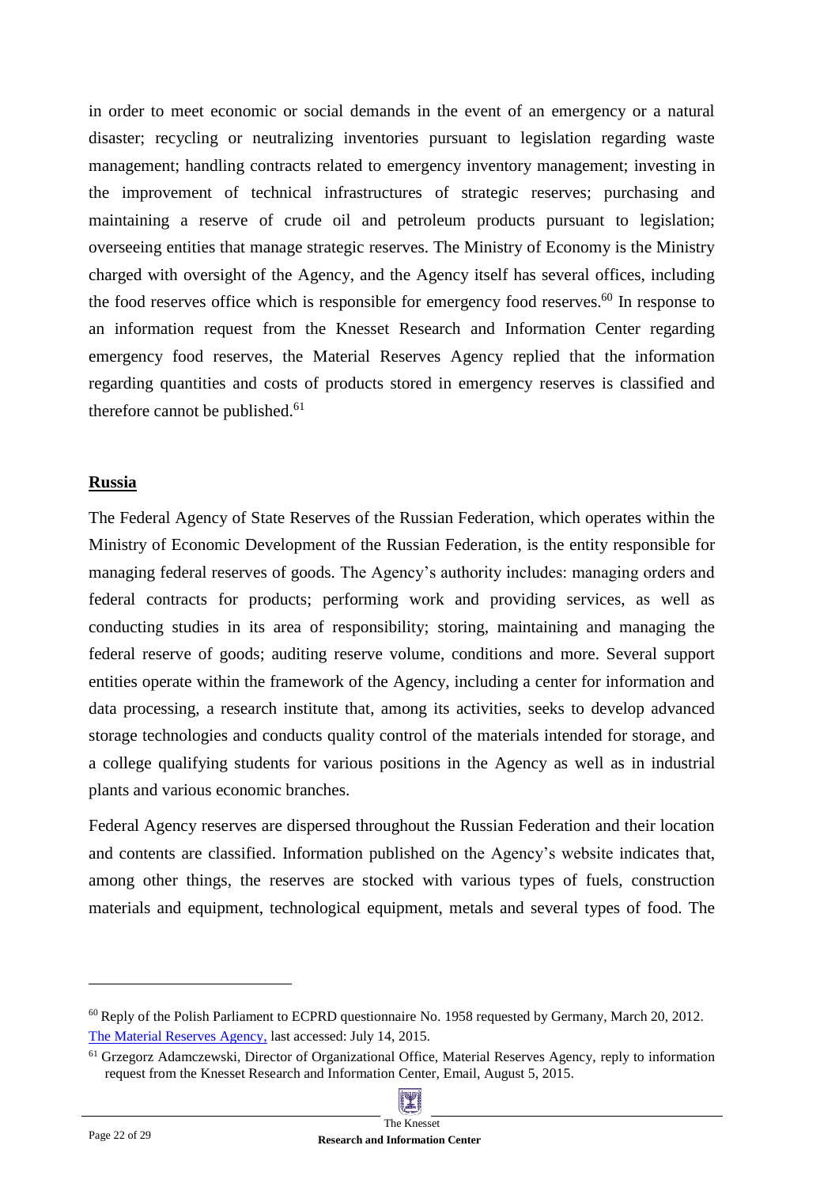in order to meet economic or social demands in the event of an emergency or a natural disaster; recycling or neutralizing inventories pursuant to legislation regarding waste management; handling contracts related to emergency inventory management; investing in the improvement of technical infrastructures of strategic reserves; purchasing and maintaining a reserve of crude oil and petroleum products pursuant to legislation; overseeing entities that manage strategic reserves. The Ministry of Economy is the Ministry charged with oversight of the Agency, and the Agency itself has several offices, including the food reserves office which is responsible for emergency food reserves.[60] In response to an information request from the Knesset Research and Information Center regarding emergency food reserves, the Material Reserves Agency replied that the information regarding quantities and costs of products stored in emergency reserves is classified and therefore cannot be published.[61]

## Russia

The Federal Agency of State Reserves of the Russian Federation, which operates within the Ministry of Economic Development of the Russian Federation, is the entity responsible for managing federal reserves of goods. The Agency's authority includes: managing orders and federal contracts for products; performing work and providing services, as well as conducting studies in its area of responsibility; storing, maintaining and managing the federal reserve of goods; auditing reserve volume, conditions and more. Several support entities operate within the framework of the Agency, including a center for information and data processing, a research institute that, among its activities, seeks to develop advanced storage technologies and conducts quality control of the materials intended for storage, and a college qualifying students for various positions in the Agency as well as in industrial plants and various economic branches.

Federal Agency reserves are dispersed throughout the Russian Federation and their location and contents are classified. Information published on the Agency's website indicates that, among other things, the reserves are stocked with various types of fuels, construction materials and equipment, technological equipment, metals and several types of food. The

---

[60] Reply of the Polish Parliament to ECPRD questionnaire No. 1958 requested by Germany, March 20, 2012. The Material Reserves Agency, last accessed: July 14, 2015.

[61] Grzegorz Adamczewski, Director of Organizational Office, Material Reserves Agency, reply to information request from the Knesset Research and Information Center, Email, August 5, 2015.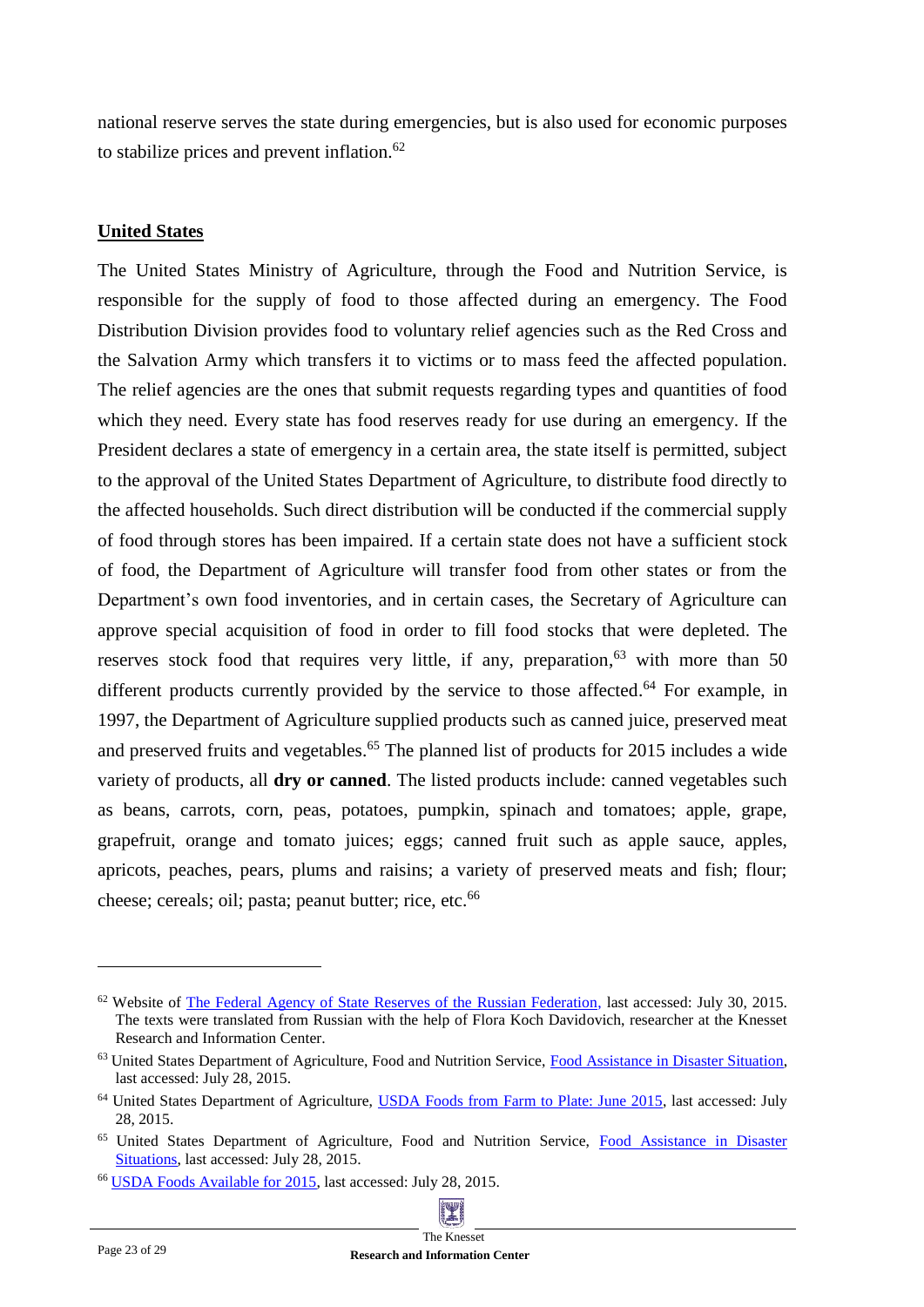national reserve serves the state during emergencies, but is also used for economic purposes to stabilize prices and prevent inflation.[62]

## United States

The United States Ministry of Agriculture, through the Food and Nutrition Service, is responsible for the supply of food to those affected during an emergency. The Food Distribution Division provides food to voluntary relief agencies such as the Red Cross and the Salvation Army which transfers it to victims or to mass feed the affected population. The relief agencies are the ones that submit requests regarding types and quantities of food which they need. Every state has food reserves ready for use during an emergency. If the President declares a state of emergency in a certain area, the state itself is permitted, subject to the approval of the United States Department of Agriculture, to distribute food directly to the affected households. Such direct distribution will be conducted if the commercial supply of food through stores has been impaired. If a certain state does not have a sufficient stock of food, the Department of Agriculture will transfer food from other states or from the Department's own food inventories, and in certain cases, the Secretary of Agriculture can approve special acquisition of food in order to fill food stocks that were depleted. The reserves stock food that requires very little, if any, preparation,[63] with more than 50 different products currently provided by the service to those affected.[64] For example, in 1997, the Department of Agriculture supplied products such as canned juice, preserved meat and preserved fruits and vegetables.[65] The planned list of products for 2015 includes a wide variety of products, all **dry or canned**. The listed products include: canned vegetables such as beans, carrots, corn, peas, potatoes, pumpkin, spinach and tomatoes; apple, grape, grapefruit, orange and tomato juices; eggs; canned fruit such as apple sauce, apples, apricots, peaches, pears, plums and raisins; a variety of preserved meats and fish; flour; cheese; cereals; oil; pasta; peanut butter; rice, etc.[66]

---

[62] Website of The Federal Agency of State Reserves of the Russian Federation, last accessed: July 30, 2015. The texts were translated from Russian with the help of Flora Koch Davidovich, researcher at the Knesset Research and Information Center.

[63] United States Department of Agriculture, Food and Nutrition Service, Food Assistance in Disaster Situation, last accessed: July 28, 2015.

[64] United States Department of Agriculture, USDA Foods from Farm to Plate: June 2015, last accessed: July 28, 2015.

[65] United States Department of Agriculture, Food and Nutrition Service, Food Assistance in Disaster Situations, last accessed: July 28, 2015.

[66] USDA Foods Available for 2015, last accessed: July 28, 2015.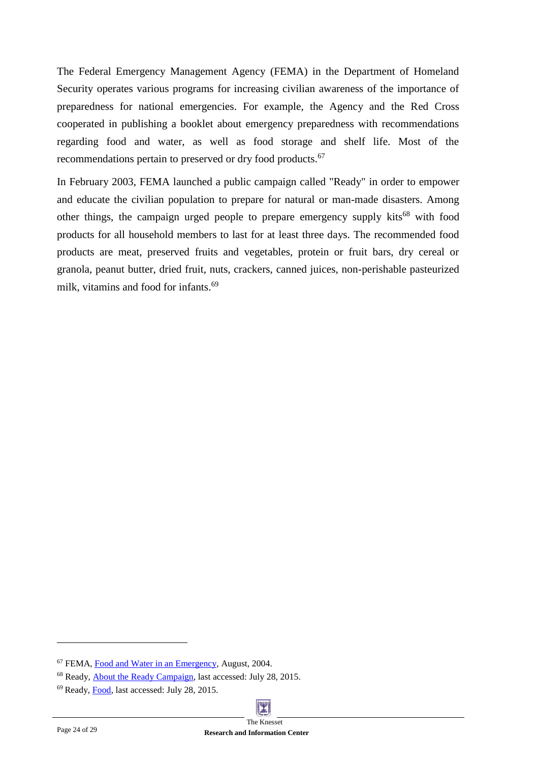The Federal Emergency Management Agency (FEMA) in the Department of Homeland Security operates various programs for increasing civilian awareness of the importance of preparedness for national emergencies. For example, the Agency and the Red Cross cooperated in publishing a booklet about emergency preparedness with recommendations regarding food and water, as well as food storage and shelf life. Most of the recommendations pertain to preserved or dry food products.[67]

In February 2003, FEMA launched a public campaign called "Ready" in order to empower and educate the civilian population to prepare for natural or man-made disasters. Among other things, the campaign urged people to prepare emergency supply kits[68] with food products for all household members to last for at least three days. The recommended food products are meat, preserved fruits and vegetables, protein or fruit bars, dry cereal or granola, peanut butter, dried fruit, nuts, crackers, canned juices, non-perishable pasteurized milk, vitamins and food for infants.[69]

---

[67] FEMA, Food and Water in an Emergency, August, 2004.

[68] Ready, About the Ready Campaign, last accessed: July 28, 2015.

[69] Ready, Food, last accessed: July 28, 2015.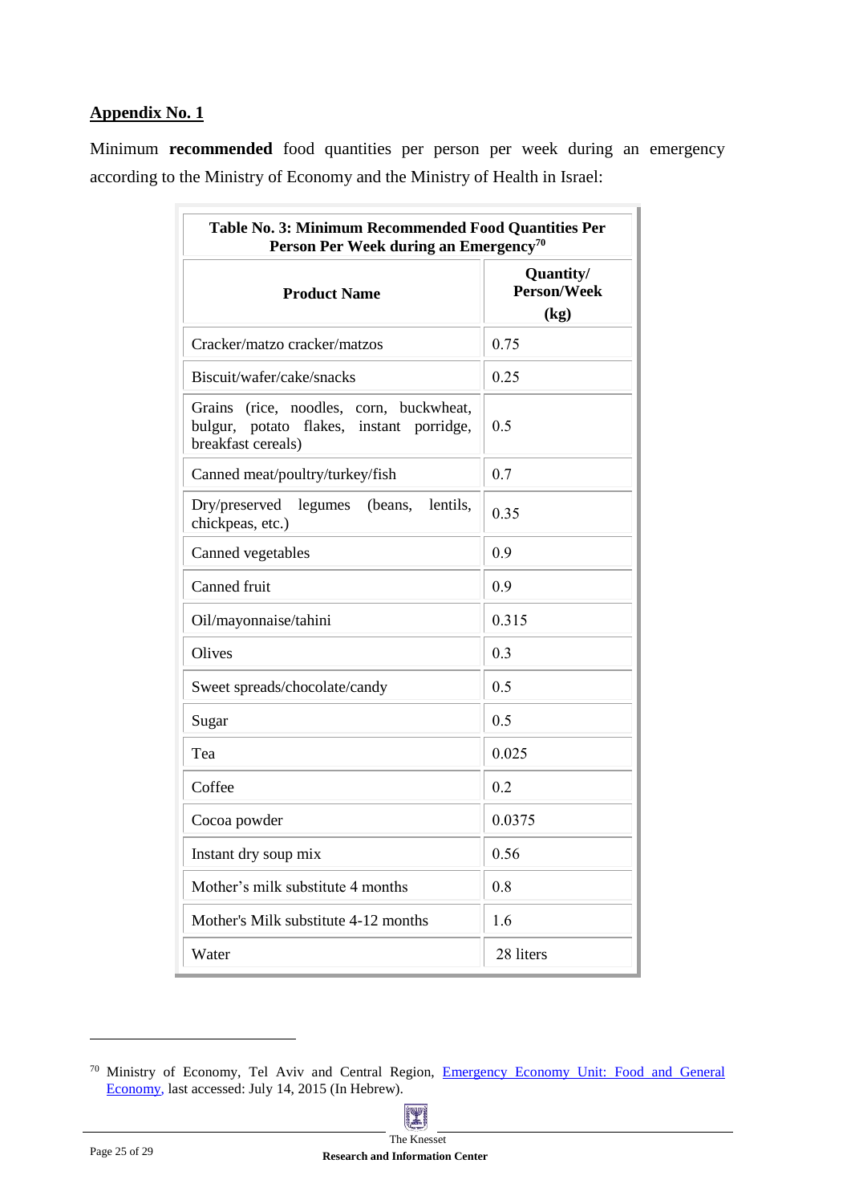## Appendix No. 1

Minimum **recommended** food quantities per person per week during an emergency according to the Ministry of Economy and the Ministry of Health in Israel:

**Table No. 3: Minimum Recommended Food Quantities Per Person Per Week during an Emergency**[70]

| Product Name | Quantity/ Person/Week (kg) |
|---|---|
| Cracker/matzo cracker/matzos | 0.75 |
| Biscuit/wafer/cake/snacks | 0.25 |
| Grains (rice, noodles, corn, buckwheat, bulgur, potato flakes, instant porridge, breakfast cereals) | 0.5 |
| Canned meat/poultry/turkey/fish | 0.7 |
| Dry/preserved legumes (beans, lentils, chickpeas, etc.) | 0.35 |
| Canned vegetables | 0.9 |
| Canned fruit | 0.9 |
| Oil/mayonnaise/tahini | 0.315 |
| Olives | 0.3 |
| Sweet spreads/chocolate/candy | 0.5 |
| Sugar | 0.5 |
| Tea | 0.025 |
| Coffee | 0.2 |
| Cocoa powder | 0.0375 |
| Instant dry soup mix | 0.56 |
| Mother's milk substitute 4 months | 0.8 |
| Mother's Milk substitute 4-12 months | 1.6 |
| Water | 28 liters |

---

[70] Ministry of Economy, Tel Aviv and Central Region, Emergency Economy Unit: Food and General Economy, last accessed: July 14, 2015 (In Hebrew).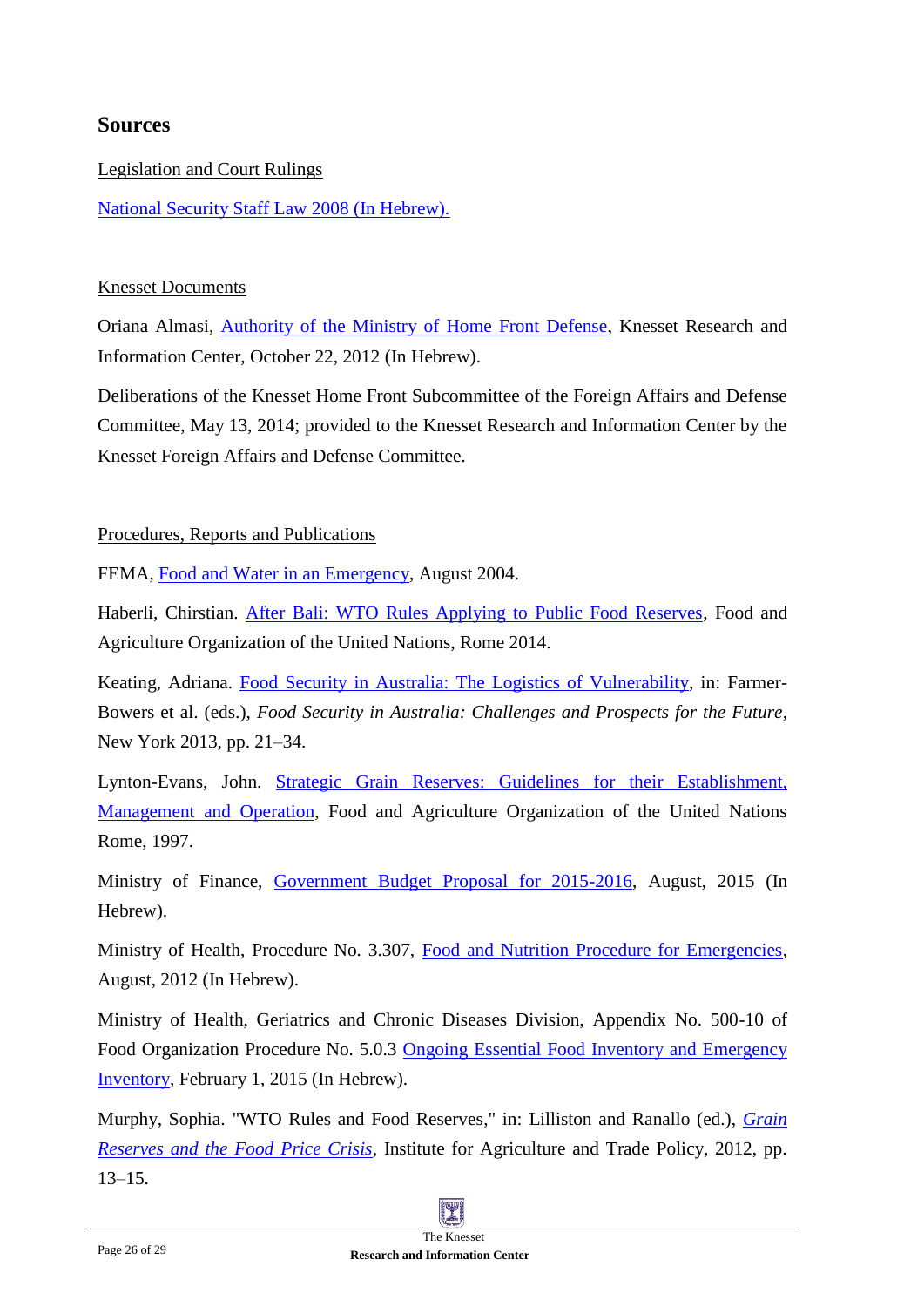## Sources

Legislation and Court Rulings

National Security Staff Law 2008 (In Hebrew).

Knesset Documents

Oriana Almasi, Authority of the Ministry of Home Front Defense, Knesset Research and Information Center, October 22, 2012 (In Hebrew).

Deliberations of the Knesset Home Front Subcommittee of the Foreign Affairs and Defense Committee, May 13, 2014; provided to the Knesset Research and Information Center by the Knesset Foreign Affairs and Defense Committee.

Procedures, Reports and Publications

FEMA, Food and Water in an Emergency, August 2004.

Haberli, Chirstian. After Bali: WTO Rules Applying to Public Food Reserves, Food and Agriculture Organization of the United Nations, Rome 2014.

Keating, Adriana. Food Security in Australia: The Logistics of Vulnerability, in: Farmer-Bowers et al. (eds.), *Food Security in Australia: Challenges and Prospects for the Future*, New York 2013, pp. 21–34.

Lynton-Evans, John. Strategic Grain Reserves: Guidelines for their Establishment, Management and Operation, Food and Agriculture Organization of the United Nations Rome, 1997.

Ministry of Finance, Government Budget Proposal for 2015-2016, August, 2015 (In Hebrew).

Ministry of Health, Procedure No. 3.307, Food and Nutrition Procedure for Emergencies, August, 2012 (In Hebrew).

Ministry of Health, Geriatrics and Chronic Diseases Division, Appendix No. 500-10 of Food Organization Procedure No. 5.0.3 Ongoing Essential Food Inventory and Emergency Inventory, February 1, 2015 (In Hebrew).

Murphy, Sophia. "WTO Rules and Food Reserves," in: Lilliston and Ranallo (ed.), *Grain Reserves and the Food Price Crisis*, Institute for Agriculture and Trade Policy, 2012, pp. 13–15.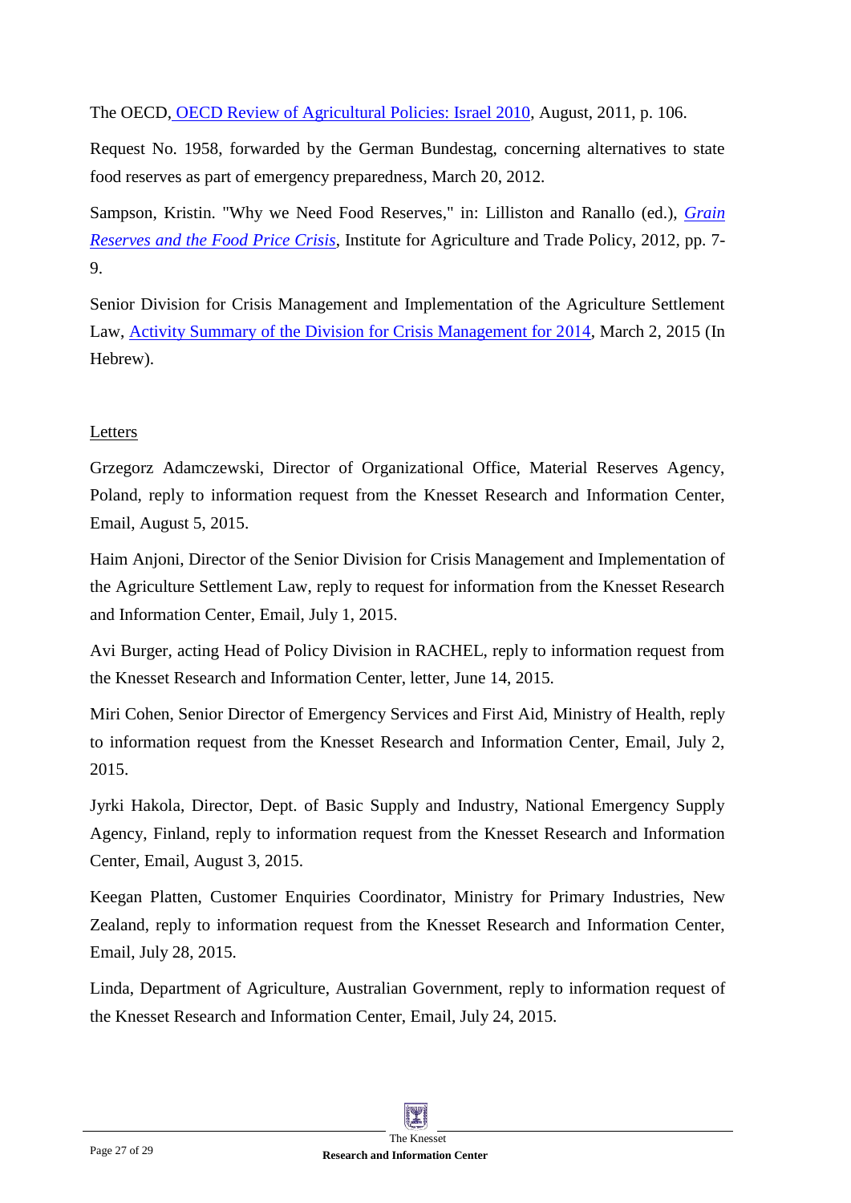The OECD, OECD Review of Agricultural Policies: Israel 2010, August, 2011, p. 106.

Request No. 1958, forwarded by the German Bundestag, concerning alternatives to state food reserves as part of emergency preparedness, March 20, 2012.

Sampson, Kristin. "Why we Need Food Reserves," in: Lilliston and Ranallo (ed.), *Grain Reserves and the Food Price Crisis*, Institute for Agriculture and Trade Policy, 2012, pp. 7-9.

Senior Division for Crisis Management and Implementation of the Agriculture Settlement Law, Activity Summary of the Division for Crisis Management for 2014, March 2, 2015 (In Hebrew).

## Letters

Grzegorz Adamczewski, Director of Organizational Office, Material Reserves Agency, Poland, reply to information request from the Knesset Research and Information Center, Email, August 5, 2015.

Haim Anjoni, Director of the Senior Division for Crisis Management and Implementation of the Agriculture Settlement Law, reply to request for information from the Knesset Research and Information Center, Email, July 1, 2015.

Avi Burger, acting Head of Policy Division in RACHEL, reply to information request from the Knesset Research and Information Center, letter, June 14, 2015.

Miri Cohen, Senior Director of Emergency Services and First Aid, Ministry of Health, reply to information request from the Knesset Research and Information Center, Email, July 2, 2015.

Jyrki Hakola, Director, Dept. of Basic Supply and Industry, National Emergency Supply Agency, Finland, reply to information request from the Knesset Research and Information Center, Email, August 3, 2015.

Keegan Platten, Customer Enquiries Coordinator, Ministry for Primary Industries, New Zealand, reply to information request from the Knesset Research and Information Center, Email, July 28, 2015.

Linda, Department of Agriculture, Australian Government, reply to information request of the Knesset Research and Information Center, Email, July 24, 2015.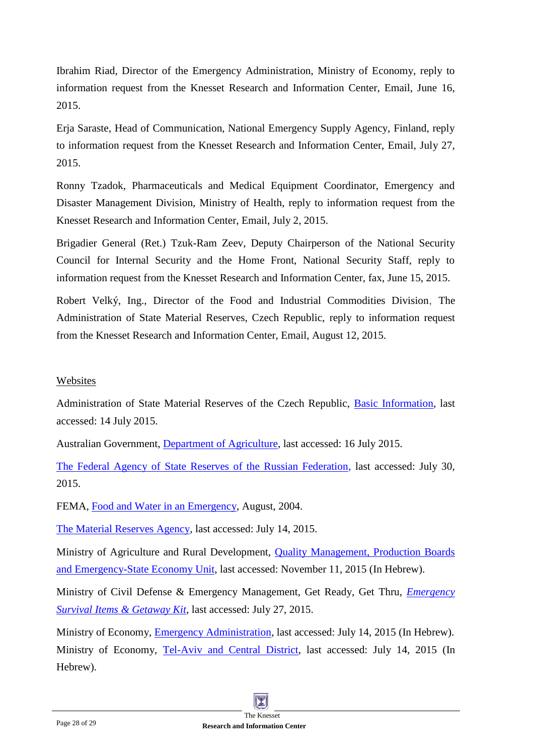Ibrahim Riad, Director of the Emergency Administration, Ministry of Economy, reply to information request from the Knesset Research and Information Center, Email, June 16, 2015.

Erja Saraste, Head of Communication, National Emergency Supply Agency, Finland, reply to information request from the Knesset Research and Information Center, Email, July 27, 2015.

Ronny Tzadok, Pharmaceuticals and Medical Equipment Coordinator, Emergency and Disaster Management Division, Ministry of Health, reply to information request from the Knesset Research and Information Center, Email, July 2, 2015.

Brigadier General (Ret.) Tzuk-Ram Zeev, Deputy Chairperson of the National Security Council for Internal Security and the Home Front, National Security Staff, reply to information request from the Knesset Research and Information Center, fax, June 15, 2015.

Robert Velký, Ing., Director of the Food and Industrial Commodities Division, The Administration of State Material Reserves, Czech Republic, reply to information request from the Knesset Research and Information Center, Email, August 12, 2015.

Websites

Administration of State Material Reserves of the Czech Republic, Basic Information, last accessed: 14 July 2015.

Australian Government, Department of Agriculture, last accessed: 16 July 2015.

The Federal Agency of State Reserves of the Russian Federation, last accessed: July 30, 2015.

FEMA, Food and Water in an Emergency, August, 2004.

The Material Reserves Agency, last accessed: July 14, 2015.

Ministry of Agriculture and Rural Development, Quality Management, Production Boards and Emergency-State Economy Unit, last accessed: November 11, 2015 (In Hebrew).

Ministry of Civil Defense & Emergency Management, Get Ready, Get Thru, *Emergency Survival Items & Getaway Kit*, last accessed: July 27, 2015.

Ministry of Economy, Emergency Administration, last accessed: July 14, 2015 (In Hebrew). Ministry of Economy, Tel-Aviv and Central District, last accessed: July 14, 2015 (In Hebrew).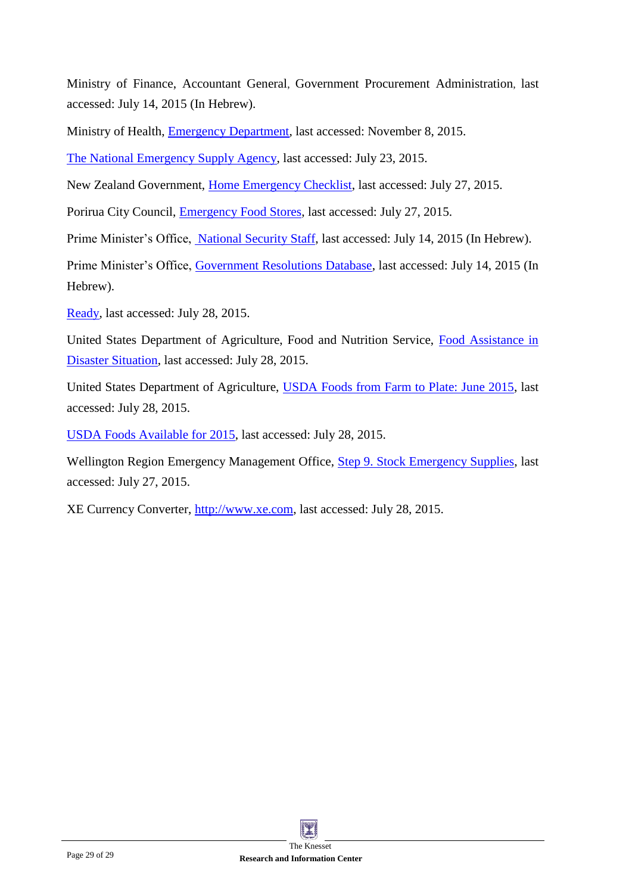Ministry of Finance, Accountant General, Government Procurement Administration, last accessed: July 14, 2015 (In Hebrew).

Ministry of Health, Emergency Department, last accessed: November 8, 2015.

The National Emergency Supply Agency, last accessed: July 23, 2015.

New Zealand Government, Home Emergency Checklist, last accessed: July 27, 2015.

Porirua City Council, Emergency Food Stores, last accessed: July 27, 2015.

Prime Minister's Office, National Security Staff, last accessed: July 14, 2015 (In Hebrew).

Prime Minister's Office, Government Resolutions Database, last accessed: July 14, 2015 (In Hebrew).

Ready, last accessed: July 28, 2015.

United States Department of Agriculture, Food and Nutrition Service, Food Assistance in Disaster Situation, last accessed: July 28, 2015.

United States Department of Agriculture, USDA Foods from Farm to Plate: June 2015, last accessed: July 28, 2015.

USDA Foods Available for 2015, last accessed: July 28, 2015.

Wellington Region Emergency Management Office, Step 9. Stock Emergency Supplies, last accessed: July 27, 2015.

XE Currency Converter, http://www.xe.com, last accessed: July 28, 2015.